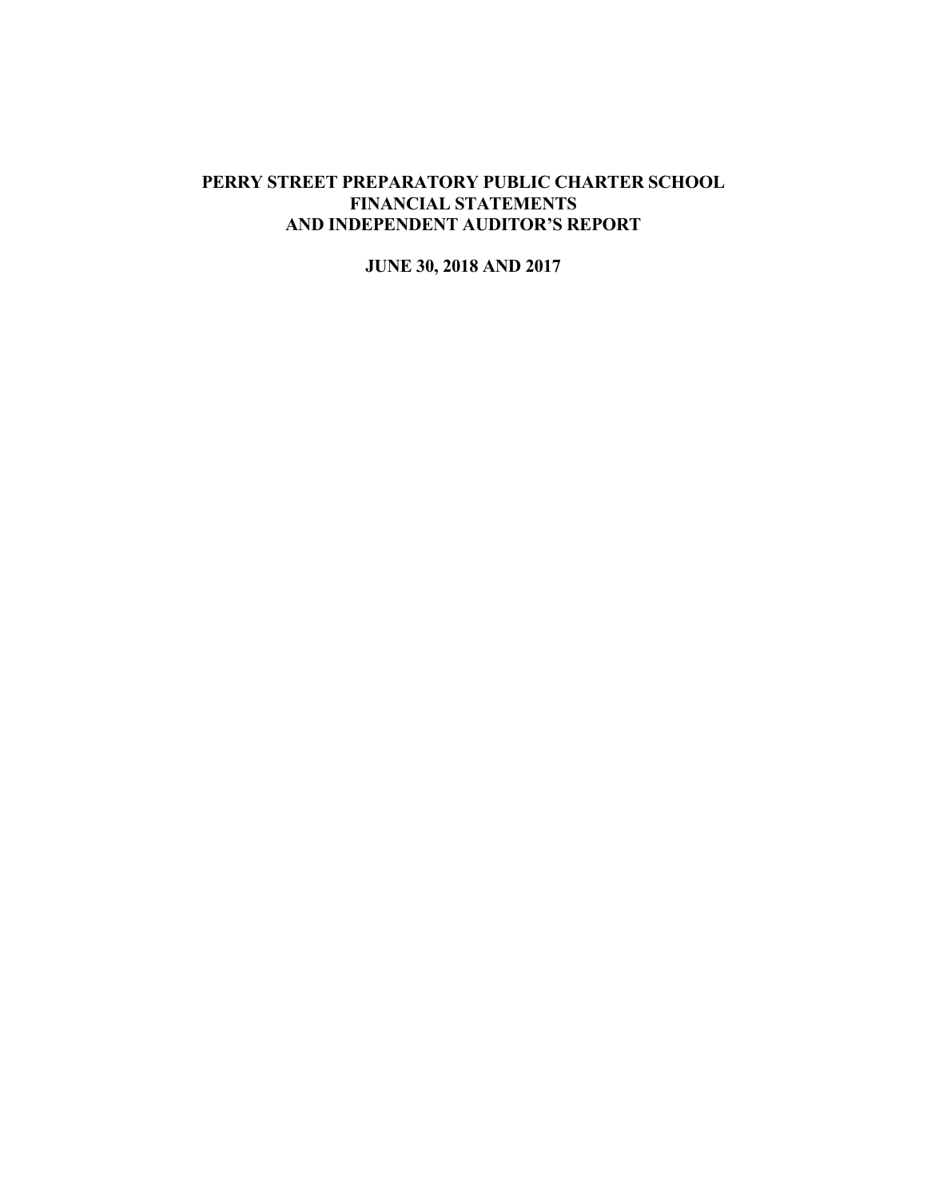# PERRY STREET PREPARATORY PUBLIC CHARTER SCHOOL
## FINANCIAL STATEMENTS
## AND INDEPENDENT AUDITOR'S REPORT

**JUNE 30, 2018 AND 2017**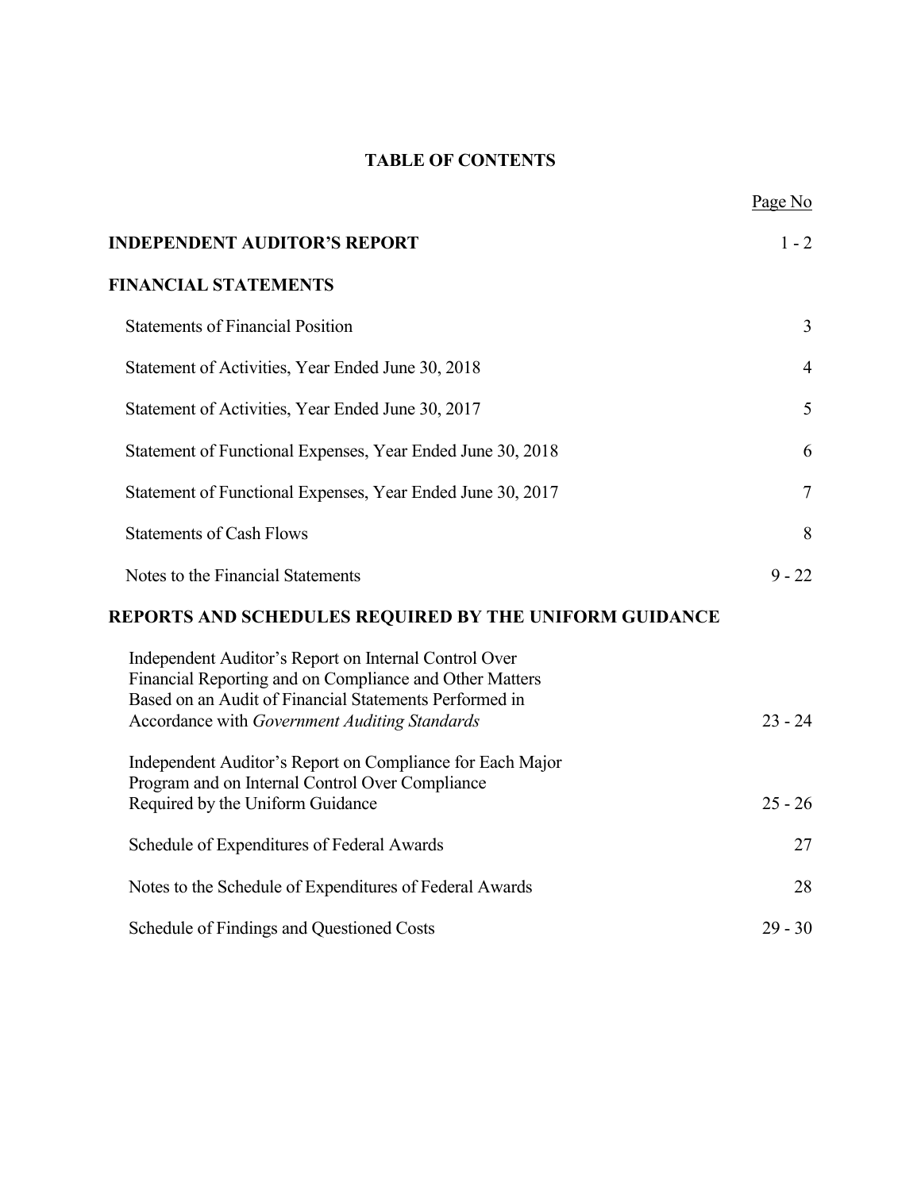# TABLE OF CONTENTS

| | Page No |
|---|---|
| **INDEPENDENT AUDITOR'S REPORT** | 1 - 2 |
| **FINANCIAL STATEMENTS** | |
| Statements of Financial Position | 3 |
| Statement of Activities, Year Ended June 30, 2018 | 4 |
| Statement of Activities, Year Ended June 30, 2017 | 5 |
| Statement of Functional Expenses, Year Ended June 30, 2018 | 6 |
| Statement of Functional Expenses, Year Ended June 30, 2017 | 7 |
| Statements of Cash Flows | 8 |
| Notes to the Financial Statements | 9 - 22 |
| **REPORTS AND SCHEDULES REQUIRED BY THE UNIFORM GUIDANCE** | |
| Independent Auditor's Report on Internal Control Over Financial Reporting and on Compliance and Other Matters Based on an Audit of Financial Statements Performed in Accordance with *Government Auditing Standards* | 23 - 24 |
| Independent Auditor's Report on Compliance for Each Major Program and on Internal Control Over Compliance Required by the Uniform Guidance | 25 - 26 |
| Schedule of Expenditures of Federal Awards | 27 |
| Notes to the Schedule of Expenditures of Federal Awards | 28 |
| Schedule of Findings and Questioned Costs | 29 - 30 |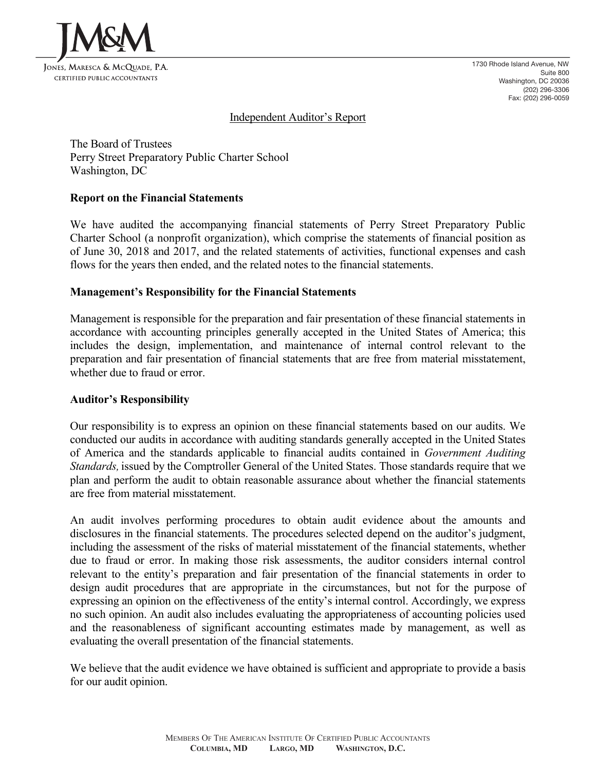JONES, MARESCA & MCQUADE, P.A.
CERTIFIED PUBLIC ACCOUNTANTS

1730 Rhode Island Avenue, NW
Suite 800
Washington, DC 20036
(202) 296-3306
Fax: (202) 296-0059

# Independent Auditor's Report

The Board of Trustees
Perry Street Preparatory Public Charter School
Washington, DC

## Report on the Financial Statements

We have audited the accompanying financial statements of Perry Street Preparatory Public Charter School (a nonprofit organization), which comprise the statements of financial position as of June 30, 2018 and 2017, and the related statements of activities, functional expenses and cash flows for the years then ended, and the related notes to the financial statements.

## Management's Responsibility for the Financial Statements

Management is responsible for the preparation and fair presentation of these financial statements in accordance with accounting principles generally accepted in the United States of America; this includes the design, implementation, and maintenance of internal control relevant to the preparation and fair presentation of financial statements that are free from material misstatement, whether due to fraud or error.

## Auditor's Responsibility

Our responsibility is to express an opinion on these financial statements based on our audits. We conducted our audits in accordance with auditing standards generally accepted in the United States of America and the standards applicable to financial audits contained in *Government Auditing Standards,* issued by the Comptroller General of the United States. Those standards require that we plan and perform the audit to obtain reasonable assurance about whether the financial statements are free from material misstatement.

An audit involves performing procedures to obtain audit evidence about the amounts and disclosures in the financial statements. The procedures selected depend on the auditor's judgment, including the assessment of the risks of material misstatement of the financial statements, whether due to fraud or error. In making those risk assessments, the auditor considers internal control relevant to the entity's preparation and fair presentation of the financial statements in order to design audit procedures that are appropriate in the circumstances, but not for the purpose of expressing an opinion on the effectiveness of the entity's internal control. Accordingly, we express no such opinion. An audit also includes evaluating the appropriateness of accounting policies used and the reasonableness of significant accounting estimates made by management, as well as evaluating the overall presentation of the financial statements.

We believe that the audit evidence we have obtained is sufficient and appropriate to provide a basis for our audit opinion.

MEMBERS OF THE AMERICAN INSTITUTE OF CERTIFIED PUBLIC ACCOUNTANTS
**COLUMBIA, MD LARGO, MD WASHINGTON, D.C.**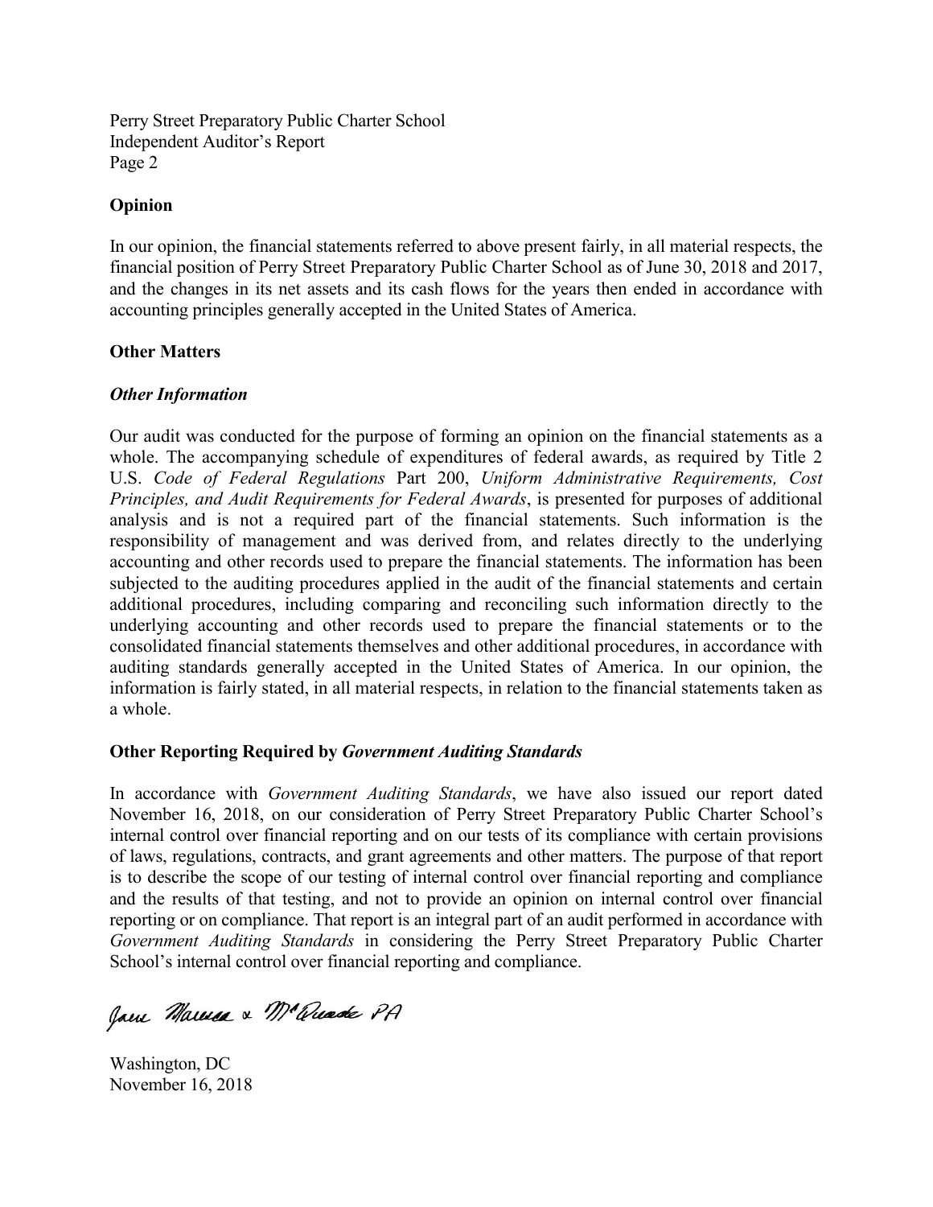## Opinion

In our opinion, the financial statements referred to above present fairly, in all material respects, the financial position of Perry Street Preparatory Public Charter School as of June 30, 2018 and 2017, and the changes in its net assets and its cash flows for the years then ended in accordance with accounting principles generally accepted in the United States of America.

## Other Matters

### *Other Information*

Our audit was conducted for the purpose of forming an opinion on the financial statements as a whole. The accompanying schedule of expenditures of federal awards, as required by Title 2 U.S. *Code of Federal Regulations* Part 200, *Uniform Administrative Requirements, Cost Principles, and Audit Requirements for Federal Awards*, is presented for purposes of additional analysis and is not a required part of the financial statements. Such information is the responsibility of management and was derived from, and relates directly to the underlying accounting and other records used to prepare the financial statements. The information has been subjected to the auditing procedures applied in the audit of the financial statements and certain additional procedures, including comparing and reconciling such information directly to the underlying accounting and other records used to prepare the financial statements or to the consolidated financial statements themselves and other additional procedures, in accordance with auditing standards generally accepted in the United States of America. In our opinion, the information is fairly stated, in all material respects, in relation to the financial statements taken as a whole.

## Other Reporting Required by *Government Auditing Standards*

In accordance with *Government Auditing Standards*, we have also issued our report dated November 16, 2018, on our consideration of Perry Street Preparatory Public Charter School's internal control over financial reporting and on our tests of its compliance with certain provisions of laws, regulations, contracts, and grant agreements and other matters. The purpose of that report is to describe the scope of our testing of internal control over financial reporting and compliance and the results of that testing, and not to provide an opinion on internal control over financial reporting or on compliance. That report is an integral part of an audit performed in accordance with *Government Auditing Standards* in considering the Perry Street Preparatory Public Charter School's internal control over financial reporting and compliance.

Jane Marcus & McQuade PA

Washington, DC
November 16, 2018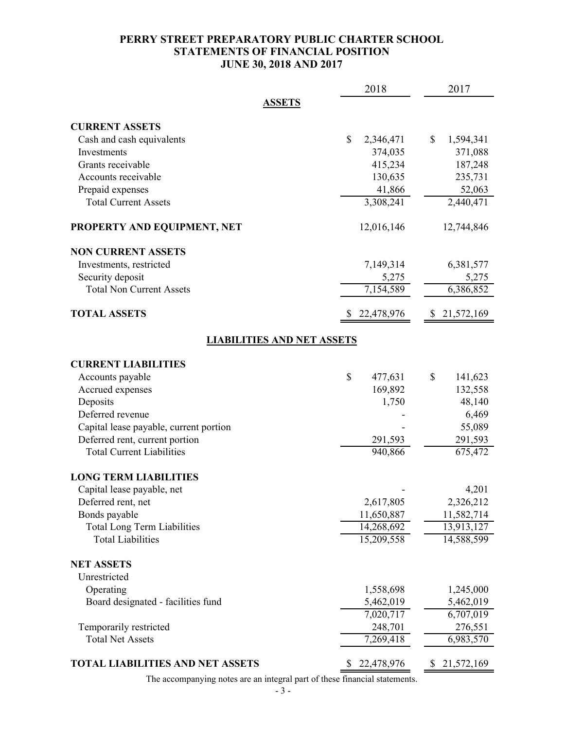# PERRY STREET PREPARATORY PUBLIC CHARTER SCHOOL
## STATEMENTS OF FINANCIAL POSITION
### JUNE 30, 2018 AND 2017

| | 2018 | 2017 |
|---|---|---|
| **ASSETS** | | |
| **CURRENT ASSETS** | | |
| Cash and cash equivalents | $ 2,346,471 | $ 1,594,341 |
| Investments | 374,035 | 371,088 |
| Grants receivable | 415,234 | 187,248 |
| Accounts receivable | 130,635 | 235,731 |
| Prepaid expenses | 41,866 | 52,063 |
| Total Current Assets | 3,308,241 | 2,440,471 |
| **PROPERTY AND EQUIPMENT, NET** | 12,016,146 | 12,744,846 |
| **NON CURRENT ASSETS** | | |
| Investments, restricted | 7,149,314 | 6,381,577 |
| Security deposit | 5,275 | 5,275 |
| Total Non Current Assets | 7,154,589 | 6,386,852 |
| **TOTAL ASSETS** | $ 22,478,976 | $ 21,572,169 |
| **LIABILITIES AND NET ASSETS** | | |
| **CURRENT LIABILITIES** | | |
| Accounts payable | $ 477,631 | $ 141,623 |
| Accrued expenses | 169,892 | 132,558 |
| Deposits | 1,750 | 48,140 |
| Deferred revenue | - | 6,469 |
| Capital lease payable, current portion | - | 55,089 |
| Deferred rent, current portion | 291,593 | 291,593 |
| Total Current Liabilities | 940,866 | 675,472 |
| **LONG TERM LIABILITIES** | | |
| Capital lease payable, net | - | 4,201 |
| Deferred rent, net | 2,617,805 | 2,326,212 |
| Bonds payable | 11,650,887 | 11,582,714 |
| Total Long Term Liabilities | 14,268,692 | 13,913,127 |
| Total Liabilities | 15,209,558 | 14,588,599 |
| **NET ASSETS** | | |
| Unrestricted | | |
| Operating | 1,558,698 | 1,245,000 |
| Board designated - facilities fund | 5,462,019 | 5,462,019 |
| | 7,020,717 | 6,707,019 |
| Temporarily restricted | 248,701 | 276,551 |
| Total Net Assets | 7,269,418 | 6,983,570 |
| **TOTAL LIABILITIES AND NET ASSETS** | $ 22,478,976 | $ 21,572,169 |

The accompanying notes are an integral part of these financial statements.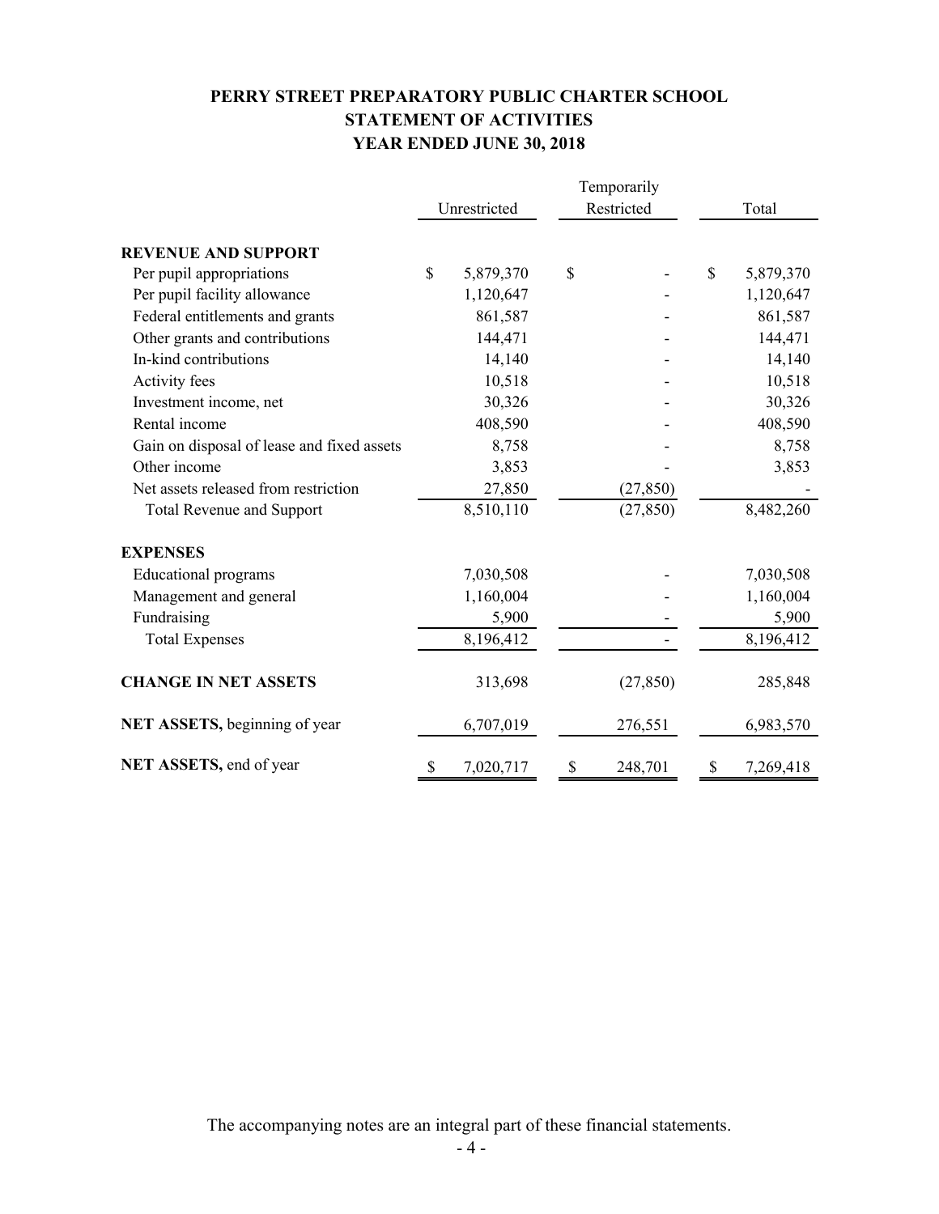# PERRY STREET PREPARATORY PUBLIC CHARTER SCHOOL
## STATEMENT OF ACTIVITIES
## YEAR ENDED JUNE 30, 2018

| | Unrestricted | Temporarily Restricted | Total |
|---|---|---|---|
| **REVENUE AND SUPPORT** | | | |
| Per pupil appropriations | $ 5,879,370 | $ - | $ 5,879,370 |
| Per pupil facility allowance | 1,120,647 | - | 1,120,647 |
| Federal entitlements and grants | 861,587 | - | 861,587 |
| Other grants and contributions | 144,471 | - | 144,471 |
| In-kind contributions | 14,140 | - | 14,140 |
| Activity fees | 10,518 | - | 10,518 |
| Investment income, net | 30,326 | - | 30,326 |
| Rental income | 408,590 | - | 408,590 |
| Gain on disposal of lease and fixed assets | 8,758 | - | 8,758 |
| Other income | 3,853 | - | 3,853 |
| Net assets released from restriction | 27,850 | (27,850) | - |
| Total Revenue and Support | 8,510,110 | (27,850) | 8,482,260 |
| **EXPENSES** | | | |
| Educational programs | 7,030,508 | - | 7,030,508 |
| Management and general | 1,160,004 | - | 1,160,004 |
| Fundraising | 5,900 | - | 5,900 |
| Total Expenses | 8,196,412 | - | 8,196,412 |
| **CHANGE IN NET ASSETS** | 313,698 | (27,850) | 285,848 |
| **NET ASSETS,** beginning of year | 6,707,019 | 276,551 | 6,983,570 |
| **NET ASSETS,** end of year | $ 7,020,717 | $ 248,701 | $ 7,269,418 |

The accompanying notes are an integral part of these financial statements.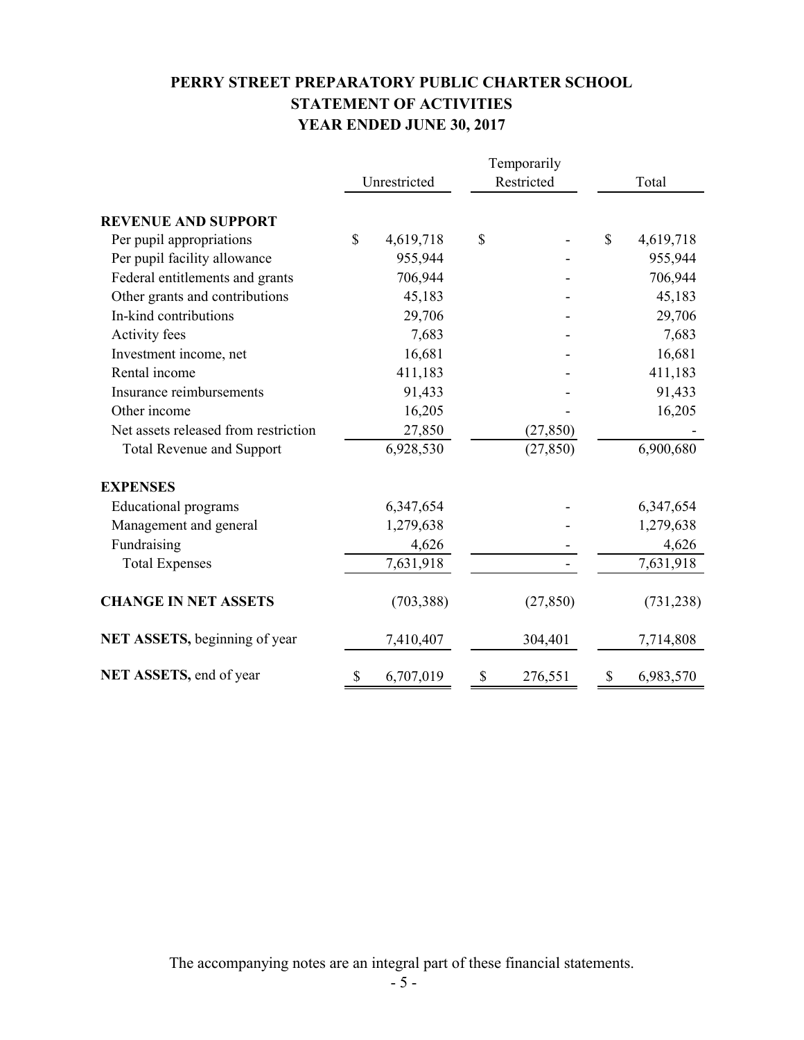# PERRY STREET PREPARATORY PUBLIC CHARTER SCHOOL
## STATEMENT OF ACTIVITIES
## YEAR ENDED JUNE 30, 2017

| | Unrestricted | Temporarily Restricted | Total |
|---|---|---|---|
| **REVENUE AND SUPPORT** | | | |
| Per pupil appropriations | $ 4,619,718 | $ - | $ 4,619,718 |
| Per pupil facility allowance | 955,944 | - | 955,944 |
| Federal entitlements and grants | 706,944 | - | 706,944 |
| Other grants and contributions | 45,183 | - | 45,183 |
| In-kind contributions | 29,706 | - | 29,706 |
| Activity fees | 7,683 | - | 7,683 |
| Investment income, net | 16,681 | - | 16,681 |
| Rental income | 411,183 | - | 411,183 |
| Insurance reimbursements | 91,433 | - | 91,433 |
| Other income | 16,205 | - | 16,205 |
| Net assets released from restriction | 27,850 | (27,850) | - |
| Total Revenue and Support | 6,928,530 | (27,850) | 6,900,680 |
| **EXPENSES** | | | |
| Educational programs | 6,347,654 | - | 6,347,654 |
| Management and general | 1,279,638 | - | 1,279,638 |
| Fundraising | 4,626 | - | 4,626 |
| Total Expenses | 7,631,918 | - | 7,631,918 |
| **CHANGE IN NET ASSETS** | (703,388) | (27,850) | (731,238) |
| **NET ASSETS,** beginning of year | 7,410,407 | 304,401 | 7,714,808 |
| **NET ASSETS,** end of year | $ 6,707,019 | $ 276,551 | $ 6,983,570 |

The accompanying notes are an integral part of these financial statements.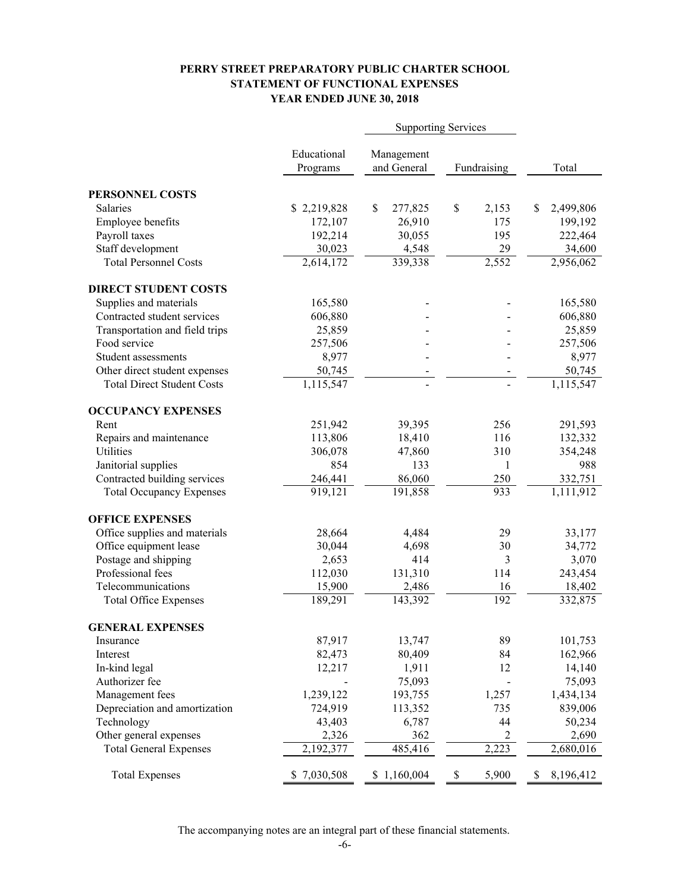# PERRY STREET PREPARATORY PUBLIC CHARTER SCHOOL
## STATEMENT OF FUNCTIONAL EXPENSES
### YEAR ENDED JUNE 30, 2018

| | Educational Programs | Supporting Services | | Total |
|---|---|---|---|---|
| | | Management and General | Fundraising | |
| **PERSONNEL COSTS** | | | | |
| Salaries | $ 2,219,828 | $ 277,825 | $ 2,153 | $ 2,499,806 |
| Employee benefits | 172,107 | 26,910 | 175 | 199,192 |
| Payroll taxes | 192,214 | 30,055 | 195 | 222,464 |
| Staff development | 30,023 | 4,548 | 29 | 34,600 |
| Total Personnel Costs | 2,614,172 | 339,338 | 2,552 | 2,956,062 |
| **DIRECT STUDENT COSTS** | | | | |
| Supplies and materials | 165,580 | - | - | 165,580 |
| Contracted student services | 606,880 | - | - | 606,880 |
| Transportation and field trips | 25,859 | - | - | 25,859 |
| Food service | 257,506 | - | - | 257,506 |
| Student assessments | 8,977 | - | - | 8,977 |
| Other direct student expenses | 50,745 | - | - | 50,745 |
| Total Direct Student Costs | 1,115,547 | - | - | 1,115,547 |
| **OCCUPANCY EXPENSES** | | | | |
| Rent | 251,942 | 39,395 | 256 | 291,593 |
| Repairs and maintenance | 113,806 | 18,410 | 116 | 132,332 |
| Utilities | 306,078 | 47,860 | 310 | 354,248 |
| Janitorial supplies | 854 | 133 | 1 | 988 |
| Contracted building services | 246,441 | 86,060 | 250 | 332,751 |
| Total Occupancy Expenses | 919,121 | 191,858 | 933 | 1,111,912 |
| **OFFICE EXPENSES** | | | | |
| Office supplies and materials | 28,664 | 4,484 | 29 | 33,177 |
| Office equipment lease | 30,044 | 4,698 | 30 | 34,772 |
| Postage and shipping | 2,653 | 414 | 3 | 3,070 |
| Professional fees | 112,030 | 131,310 | 114 | 243,454 |
| Telecommunications | 15,900 | 2,486 | 16 | 18,402 |
| Total Office Expenses | 189,291 | 143,392 | 192 | 332,875 |
| **GENERAL EXPENSES** | | | | |
| Insurance | 87,917 | 13,747 | 89 | 101,753 |
| Interest | 82,473 | 80,409 | 84 | 162,966 |
| In-kind legal | 12,217 | 1,911 | 12 | 14,140 |
| Authorizer fee | - | 75,093 | - | 75,093 |
| Management fees | 1,239,122 | 193,755 | 1,257 | 1,434,134 |
| Depreciation and amortization | 724,919 | 113,352 | 735 | 839,006 |
| Technology | 43,403 | 6,787 | 44 | 50,234 |
| Other general expenses | 2,326 | 362 | 2 | 2,690 |
| Total General Expenses | 2,192,377 | 485,416 | 2,223 | 2,680,016 |
| Total Expenses | $ 7,030,508 | $ 1,160,004 | $ 5,900 | $ 8,196,412 |

The accompanying notes are an integral part of these financial statements.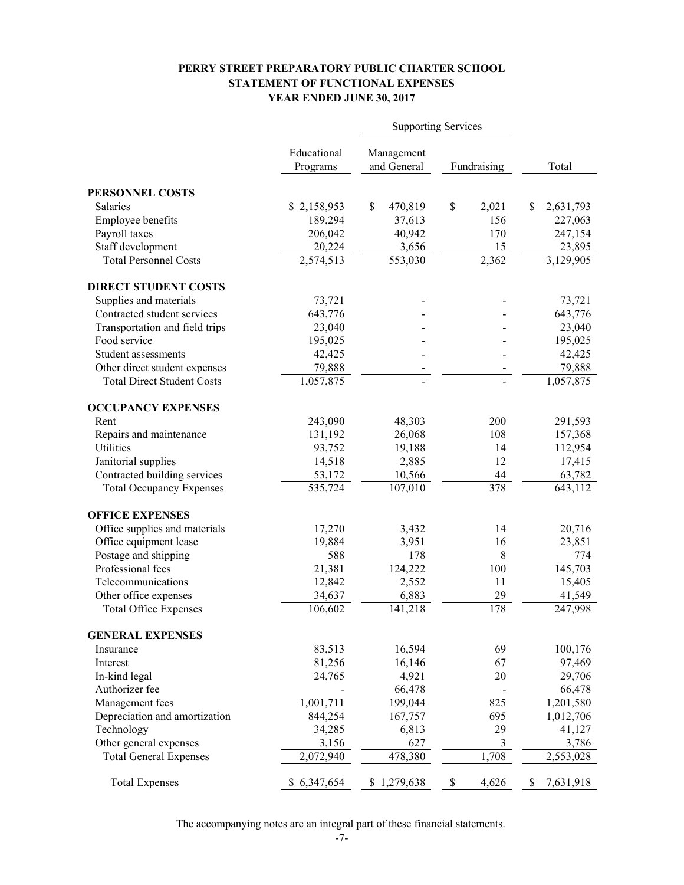# PERRY STREET PREPARATORY PUBLIC CHARTER SCHOOL
## STATEMENT OF FUNCTIONAL EXPENSES
### YEAR ENDED JUNE 30, 2017

| | | Supporting Services | | |
|---|---|---|---|---|
| | Educational Programs | Management and General | Fundraising | Total |
| **PERSONNEL COSTS** | | | | |
| Salaries | $ 2,158,953 | $ 470,819 | $ 2,021 | $ 2,631,793 |
| Employee benefits | 189,294 | 37,613 | 156 | 227,063 |
| Payroll taxes | 206,042 | 40,942 | 170 | 247,154 |
| Staff development | 20,224 | 3,656 | 15 | 23,895 |
| Total Personnel Costs | 2,574,513 | 553,030 | 2,362 | 3,129,905 |
| **DIRECT STUDENT COSTS** | | | | |
| Supplies and materials | 73,721 | - | - | 73,721 |
| Contracted student services | 643,776 | - | - | 643,776 |
| Transportation and field trips | 23,040 | - | - | 23,040 |
| Food service | 195,025 | - | - | 195,025 |
| Student assessments | 42,425 | - | - | 42,425 |
| Other direct student expenses | 79,888 | - | - | 79,888 |
| Total Direct Student Costs | 1,057,875 | - | - | 1,057,875 |
| **OCCUPANCY EXPENSES** | | | | |
| Rent | 243,090 | 48,303 | 200 | 291,593 |
| Repairs and maintenance | 131,192 | 26,068 | 108 | 157,368 |
| Utilities | 93,752 | 19,188 | 14 | 112,954 |
| Janitorial supplies | 14,518 | 2,885 | 12 | 17,415 |
| Contracted building services | 53,172 | 10,566 | 44 | 63,782 |
| Total Occupancy Expenses | 535,724 | 107,010 | 378 | 643,112 |
| **OFFICE EXPENSES** | | | | |
| Office supplies and materials | 17,270 | 3,432 | 14 | 20,716 |
| Office equipment lease | 19,884 | 3,951 | 16 | 23,851 |
| Postage and shipping | 588 | 178 | 8 | 774 |
| Professional fees | 21,381 | 124,222 | 100 | 145,703 |
| Telecommunications | 12,842 | 2,552 | 11 | 15,405 |
| Other office expenses | 34,637 | 6,883 | 29 | 41,549 |
| Total Office Expenses | 106,602 | 141,218 | 178 | 247,998 |
| **GENERAL EXPENSES** | | | | |
| Insurance | 83,513 | 16,594 | 69 | 100,176 |
| Interest | 81,256 | 16,146 | 67 | 97,469 |
| In-kind legal | 24,765 | 4,921 | 20 | 29,706 |
| Authorizer fee | - | 66,478 | - | 66,478 |
| Management fees | 1,001,711 | 199,044 | 825 | 1,201,580 |
| Depreciation and amortization | 844,254 | 167,757 | 695 | 1,012,706 |
| Technology | 34,285 | 6,813 | 29 | 41,127 |
| Other general expenses | 3,156 | 627 | 3 | 3,786 |
| Total General Expenses | 2,072,940 | 478,380 | 1,708 | 2,553,028 |
| Total Expenses | $ 6,347,654 | $ 1,279,638 | $ 4,626 | $ 7,631,918 |

The accompanying notes are an integral part of these financial statements.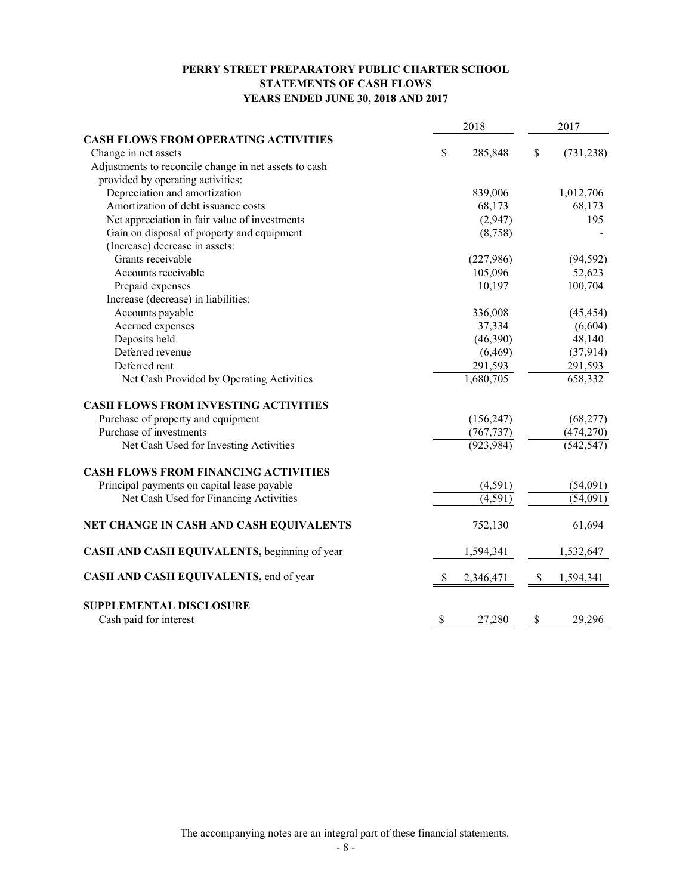# PERRY STREET PREPARATORY PUBLIC CHARTER SCHOOL
## STATEMENTS OF CASH FLOWS
### YEARS ENDED JUNE 30, 2018 AND 2017

| | 2018 | 2017 |
|---|---|---|
| **CASH FLOWS FROM OPERATING ACTIVITIES** | | |
| Change in net assets | $ 285,848 | $ (731,238) |
| Adjustments to reconcile change in net assets to cash provided by operating activities: | | |
| Depreciation and amortization | 839,006 | 1,012,706 |
| Amortization of debt issuance costs | 68,173 | 68,173 |
| Net appreciation in fair value of investments | (2,947) | 195 |
| Gain on disposal of property and equipment | (8,758) | - |
| (Increase) decrease in assets: | | |
| Grants receivable | (227,986) | (94,592) |
| Accounts receivable | 105,096 | 52,623 |
| Prepaid expenses | 10,197 | 100,704 |
| Increase (decrease) in liabilities: | | |
| Accounts payable | 336,008 | (45,454) |
| Accrued expenses | 37,334 | (6,604) |
| Deposits held | (46,390) | 48,140 |
| Deferred revenue | (6,469) | (37,914) |
| Deferred rent | 291,593 | 291,593 |
| Net Cash Provided by Operating Activities | 1,680,705 | 658,332 |
| **CASH FLOWS FROM INVESTING ACTIVITIES** | | |
| Purchase of property and equipment | (156,247) | (68,277) |
| Purchase of investments | (767,737) | (474,270) |
| Net Cash Used for Investing Activities | (923,984) | (542,547) |
| **CASH FLOWS FROM FINANCING ACTIVITIES** | | |
| Principal payments on capital lease payable | (4,591) | (54,091) |
| Net Cash Used for Financing Activities | (4,591) | (54,091) |
| **NET CHANGE IN CASH AND CASH EQUIVALENTS** | 752,130 | 61,694 |
| **CASH AND CASH EQUIVALENTS,** beginning of year | 1,594,341 | 1,532,647 |
| **CASH AND CASH EQUIVALENTS,** end of year | $ 2,346,471 | $ 1,594,341 |
| **SUPPLEMENTAL DISCLOSURE** | | |
| Cash paid for interest | $ 27,280 | $ 29,296 |

The accompanying notes are an integral part of these financial statements.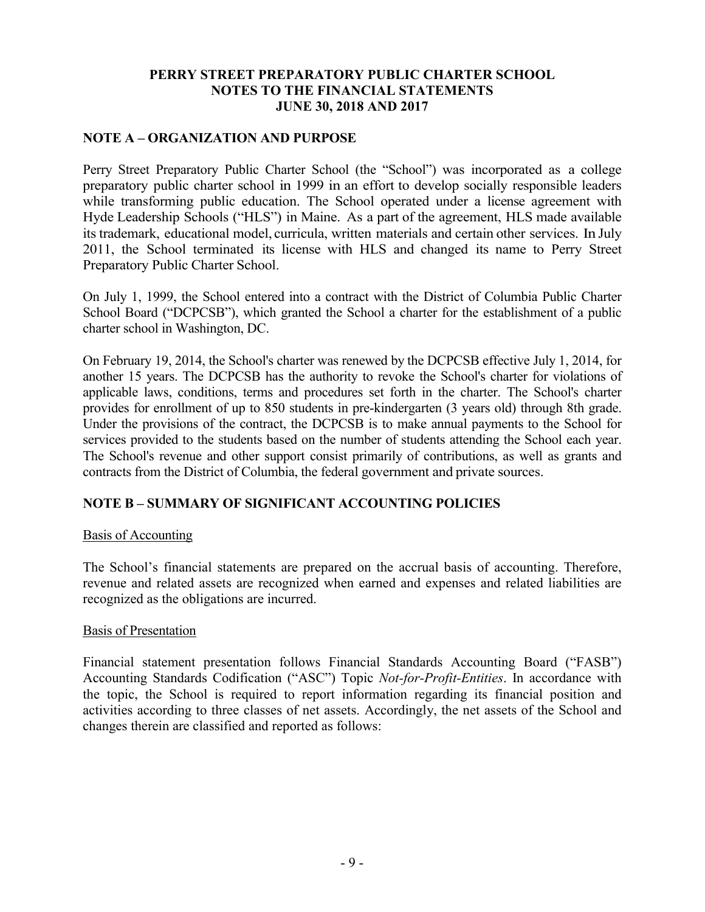**PERRY STREET PREPARATORY PUBLIC CHARTER SCHOOL**
**NOTES TO THE FINANCIAL STATEMENTS**
**JUNE 30, 2018 AND 2017**

## NOTE A – ORGANIZATION AND PURPOSE

Perry Street Preparatory Public Charter School (the "School") was incorporated as a college preparatory public charter school in 1999 in an effort to develop socially responsible leaders while transforming public education. The School operated under a license agreement with Hyde Leadership Schools ("HLS") in Maine. As a part of the agreement, HLS made available its trademark, educational model, curricula, written materials and certain other services. In July 2011, the School terminated its license with HLS and changed its name to Perry Street Preparatory Public Charter School.

On July 1, 1999, the School entered into a contract with the District of Columbia Public Charter School Board ("DCPCSB"), which granted the School a charter for the establishment of a public charter school in Washington, DC.

On February 19, 2014, the School's charter was renewed by the DCPCSB effective July 1, 2014, for another 15 years. The DCPCSB has the authority to revoke the School's charter for violations of applicable laws, conditions, terms and procedures set forth in the charter. The School's charter provides for enrollment of up to 850 students in pre-kindergarten (3 years old) through 8th grade. Under the provisions of the contract, the DCPCSB is to make annual payments to the School for services provided to the students based on the number of students attending the School each year. The School's revenue and other support consist primarily of contributions, as well as grants and contracts from the District of Columbia, the federal government and private sources.

## NOTE B – SUMMARY OF SIGNIFICANT ACCOUNTING POLICIES

### Basis of Accounting

The School's financial statements are prepared on the accrual basis of accounting. Therefore, revenue and related assets are recognized when earned and expenses and related liabilities are recognized as the obligations are incurred.

### Basis of Presentation

Financial statement presentation follows Financial Standards Accounting Board ("FASB") Accounting Standards Codification ("ASC") Topic *Not-for-Profit-Entities*. In accordance with the topic, the School is required to report information regarding its financial position and activities according to three classes of net assets. Accordingly, the net assets of the School and changes therein are classified and reported as follows: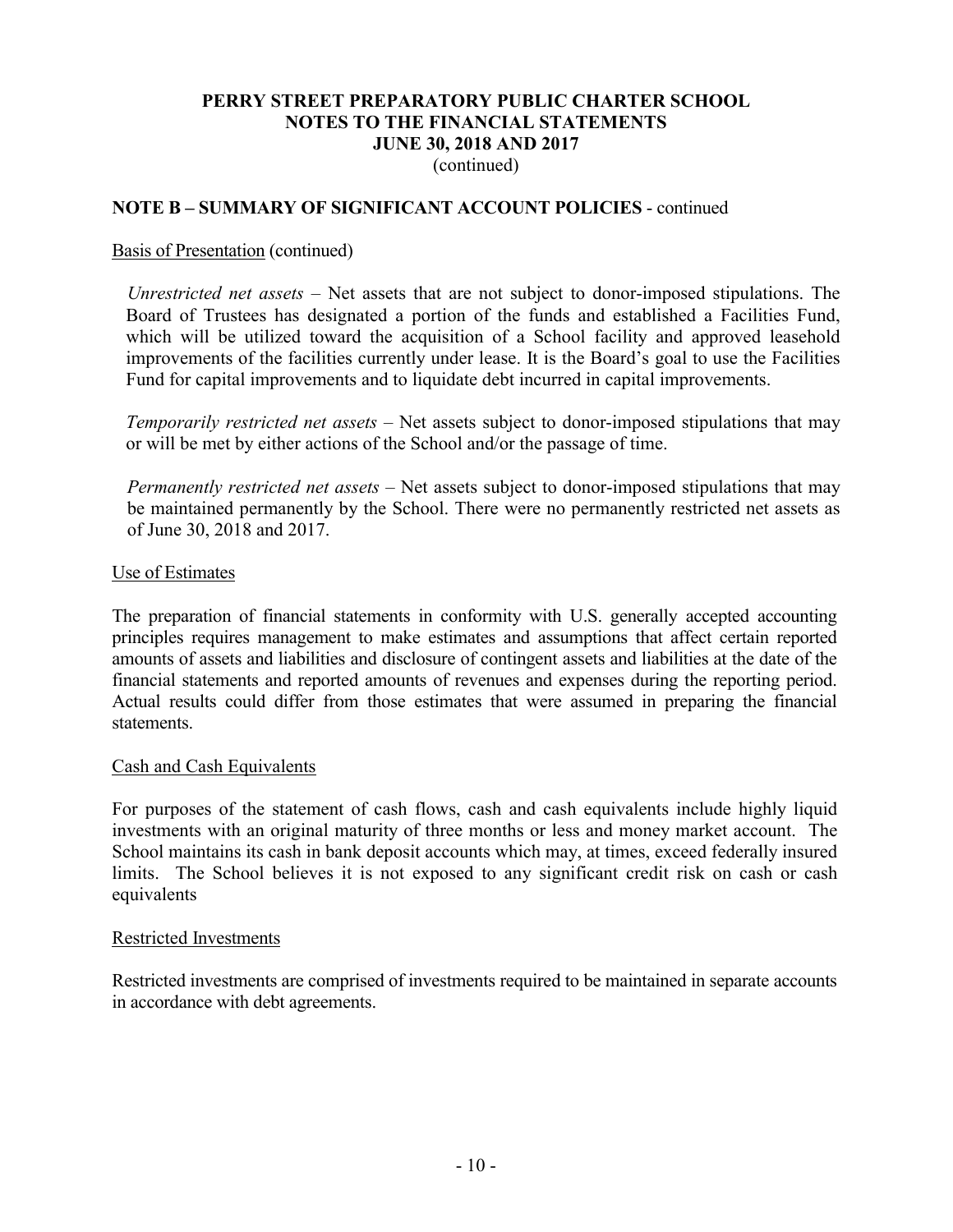# PERRY STREET PREPARATORY PUBLIC CHARTER SCHOOL
## NOTES TO THE FINANCIAL STATEMENTS
## JUNE 30, 2018 AND 2017
(continued)

### NOTE B – SUMMARY OF SIGNIFICANT ACCOUNT POLICIES - continued

Basis of Presentation (continued)

*Unrestricted net assets* – Net assets that are not subject to donor-imposed stipulations. The Board of Trustees has designated a portion of the funds and established a Facilities Fund, which will be utilized toward the acquisition of a School facility and approved leasehold improvements of the facilities currently under lease. It is the Board's goal to use the Facilities Fund for capital improvements and to liquidate debt incurred in capital improvements.

*Temporarily restricted net assets* – Net assets subject to donor-imposed stipulations that may or will be met by either actions of the School and/or the passage of time.

*Permanently restricted net assets* – Net assets subject to donor-imposed stipulations that may be maintained permanently by the School. There were no permanently restricted net assets as of June 30, 2018 and 2017.

Use of Estimates

The preparation of financial statements in conformity with U.S. generally accepted accounting principles requires management to make estimates and assumptions that affect certain reported amounts of assets and liabilities and disclosure of contingent assets and liabilities at the date of the financial statements and reported amounts of revenues and expenses during the reporting period. Actual results could differ from those estimates that were assumed in preparing the financial statements.

Cash and Cash Equivalents

For purposes of the statement of cash flows, cash and cash equivalents include highly liquid investments with an original maturity of three months or less and money market account. The School maintains its cash in bank deposit accounts which may, at times, exceed federally insured limits. The School believes it is not exposed to any significant credit risk on cash or cash equivalents

Restricted Investments

Restricted investments are comprised of investments required to be maintained in separate accounts in accordance with debt agreements.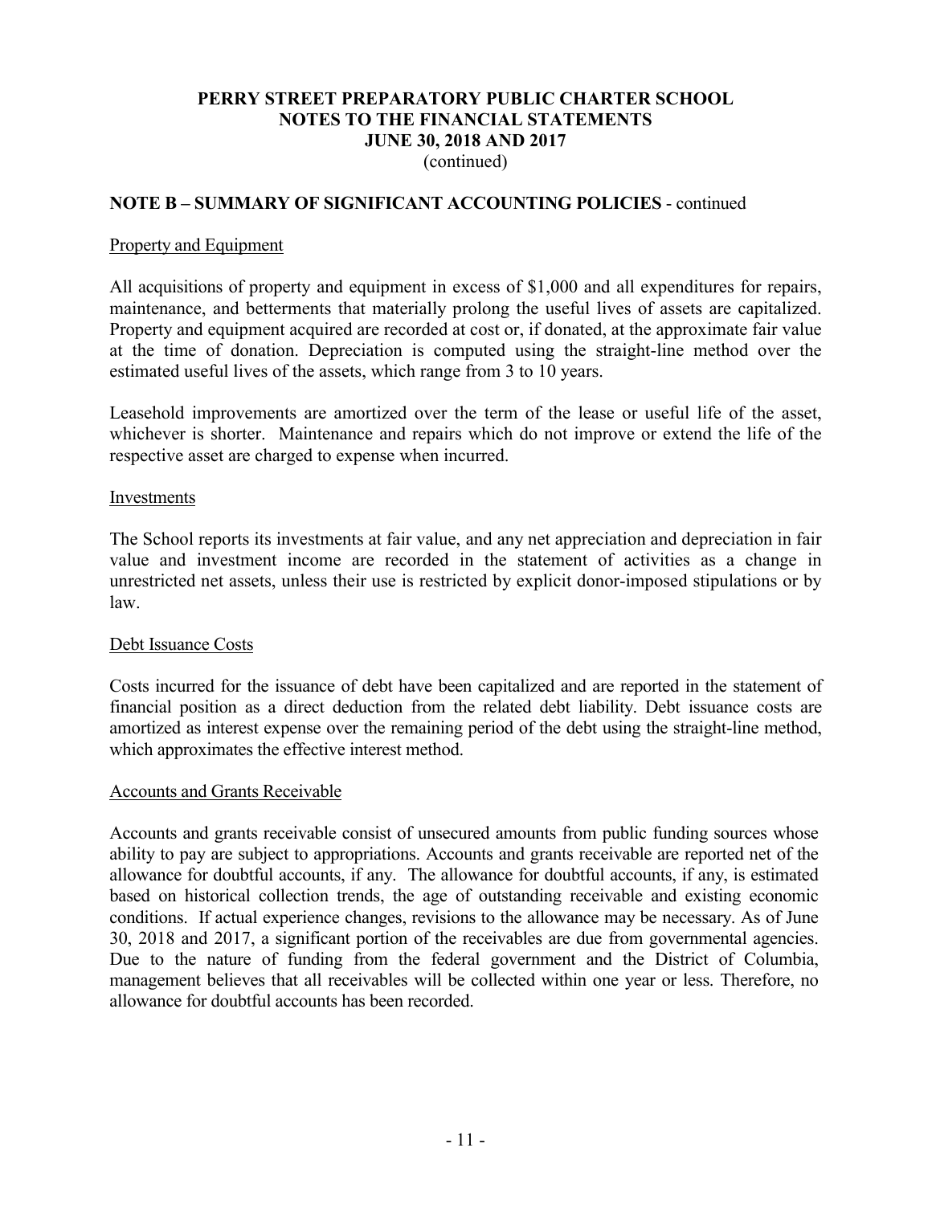PERRY STREET PREPARATORY PUBLIC CHARTER SCHOOL
NOTES TO THE FINANCIAL STATEMENTS
JUNE 30, 2018 AND 2017
(continued)

## NOTE B – SUMMARY OF SIGNIFICANT ACCOUNTING POLICIES - continued

### Property and Equipment

All acquisitions of property and equipment in excess of $1,000 and all expenditures for repairs, maintenance, and betterments that materially prolong the useful lives of assets are capitalized. Property and equipment acquired are recorded at cost or, if donated, at the approximate fair value at the time of donation. Depreciation is computed using the straight-line method over the estimated useful lives of the assets, which range from 3 to 10 years.

Leasehold improvements are amortized over the term of the lease or useful life of the asset, whichever is shorter. Maintenance and repairs which do not improve or extend the life of the respective asset are charged to expense when incurred.

### Investments

The School reports its investments at fair value, and any net appreciation and depreciation in fair value and investment income are recorded in the statement of activities as a change in unrestricted net assets, unless their use is restricted by explicit donor-imposed stipulations or by law.

### Debt Issuance Costs

Costs incurred for the issuance of debt have been capitalized and are reported in the statement of financial position as a direct deduction from the related debt liability. Debt issuance costs are amortized as interest expense over the remaining period of the debt using the straight-line method, which approximates the effective interest method.

### Accounts and Grants Receivable

Accounts and grants receivable consist of unsecured amounts from public funding sources whose ability to pay are subject to appropriations. Accounts and grants receivable are reported net of the allowance for doubtful accounts, if any. The allowance for doubtful accounts, if any, is estimated based on historical collection trends, the age of outstanding receivable and existing economic conditions. If actual experience changes, revisions to the allowance may be necessary. As of June 30, 2018 and 2017, a significant portion of the receivables are due from governmental agencies. Due to the nature of funding from the federal government and the District of Columbia, management believes that all receivables will be collected within one year or less. Therefore, no allowance for doubtful accounts has been recorded.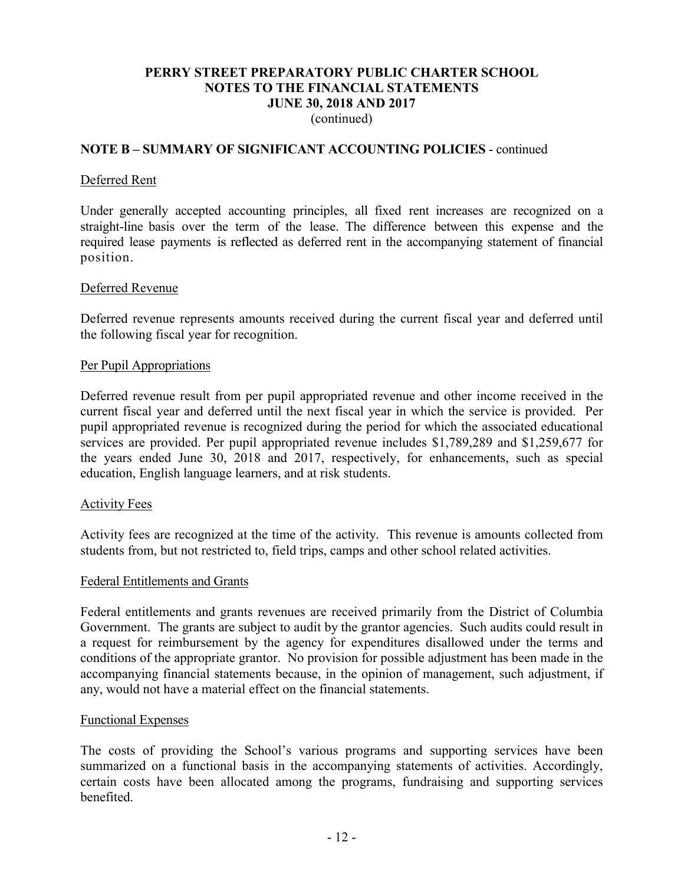PERRY STREET PREPARATORY PUBLIC CHARTER SCHOOL
NOTES TO THE FINANCIAL STATEMENTS
JUNE 30, 2018 AND 2017
(continued)

**NOTE B – SUMMARY OF SIGNIFICANT ACCOUNTING POLICIES** - continued

Deferred Rent

Under generally accepted accounting principles, all fixed rent increases are recognized on a straight-line basis over the term of the lease. The difference between this expense and the required lease payments is reflected as deferred rent in the accompanying statement of financial position.

Deferred Revenue

Deferred revenue represents amounts received during the current fiscal year and deferred until the following fiscal year for recognition.

Per Pupil Appropriations

Deferred revenue result from per pupil appropriated revenue and other income received in the current fiscal year and deferred until the next fiscal year in which the service is provided. Per pupil appropriated revenue is recognized during the period for which the associated educational services are provided. Per pupil appropriated revenue includes $1,789,289 and $1,259,677 for the years ended June 30, 2018 and 2017, respectively, for enhancements, such as special education, English language learners, and at risk students.

Activity Fees

Activity fees are recognized at the time of the activity. This revenue is amounts collected from students from, but not restricted to, field trips, camps and other school related activities.

Federal Entitlements and Grants

Federal entitlements and grants revenues are received primarily from the District of Columbia Government. The grants are subject to audit by the grantor agencies. Such audits could result in a request for reimbursement by the agency for expenditures disallowed under the terms and conditions of the appropriate grantor. No provision for possible adjustment has been made in the accompanying financial statements because, in the opinion of management, such adjustment, if any, would not have a material effect on the financial statements.

Functional Expenses

The costs of providing the School's various programs and supporting services have been summarized on a functional basis in the accompanying statements of activities. Accordingly, certain costs have been allocated among the programs, fundraising and supporting services benefited.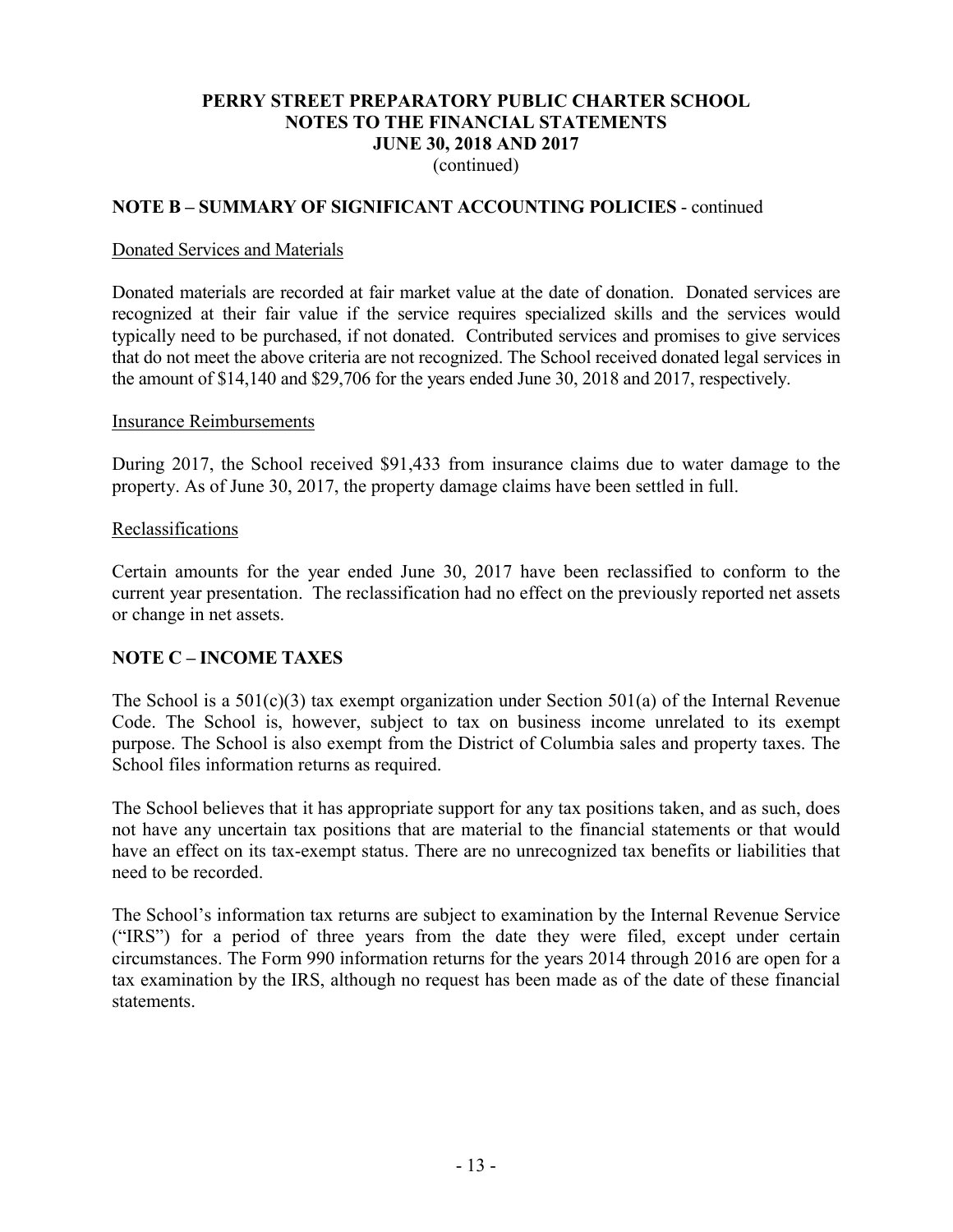## NOTE B – SUMMARY OF SIGNIFICANT ACCOUNTING POLICIES - continued

Donated Services and Materials

Donated materials are recorded at fair market value at the date of donation. Donated services are recognized at their fair value if the service requires specialized skills and the services would typically need to be purchased, if not donated. Contributed services and promises to give services that do not meet the above criteria are not recognized. The School received donated legal services in the amount of $14,140 and $29,706 for the years ended June 30, 2018 and 2017, respectively.

Insurance Reimbursements

During 2017, the School received $91,433 from insurance claims due to water damage to the property. As of June 30, 2017, the property damage claims have been settled in full.

Reclassifications

Certain amounts for the year ended June 30, 2017 have been reclassified to conform to the current year presentation. The reclassification had no effect on the previously reported net assets or change in net assets.

## NOTE C – INCOME TAXES

The School is a 501(c)(3) tax exempt organization under Section 501(a) of the Internal Revenue Code. The School is, however, subject to tax on business income unrelated to its exempt purpose. The School is also exempt from the District of Columbia sales and property taxes. The School files information returns as required.

The School believes that it has appropriate support for any tax positions taken, and as such, does not have any uncertain tax positions that are material to the financial statements or that would have an effect on its tax-exempt status. There are no unrecognized tax benefits or liabilities that need to be recorded.

The School's information tax returns are subject to examination by the Internal Revenue Service ("IRS") for a period of three years from the date they were filed, except under certain circumstances. The Form 990 information returns for the years 2014 through 2016 are open for a tax examination by the IRS, although no request has been made as of the date of these financial statements.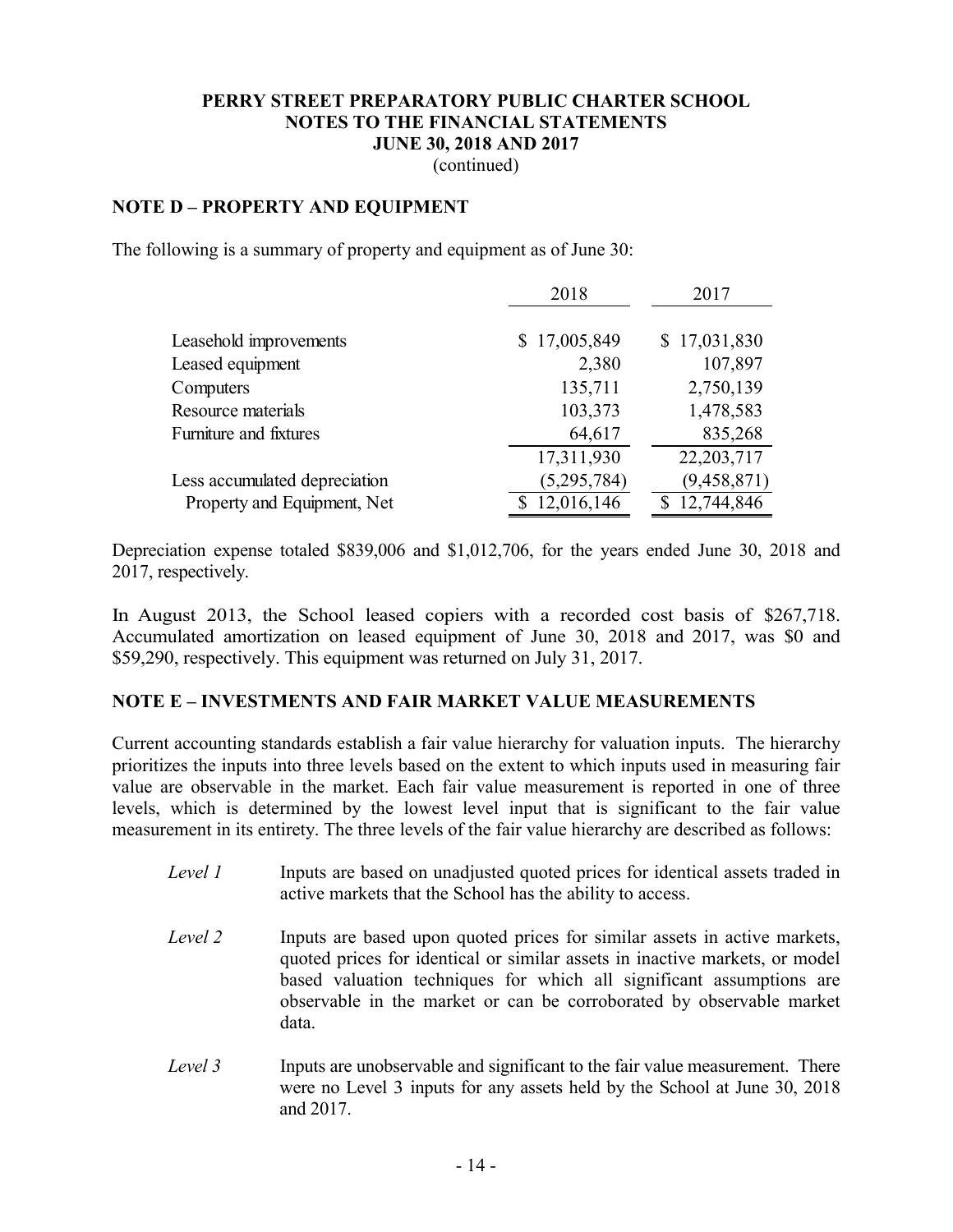**PERRY STREET PREPARATORY PUBLIC CHARTER SCHOOL**
**NOTES TO THE FINANCIAL STATEMENTS**
**JUNE 30, 2018 AND 2017**
(continued)

## NOTE D – PROPERTY AND EQUIPMENT

The following is a summary of property and equipment as of June 30:

| | 2018 | 2017 |
|---|---|---|
| Leasehold improvements | $ 17,005,849 | $ 17,031,830 |
| Leased equipment | 2,380 | 107,897 |
| Computers | 135,711 | 2,750,139 |
| Resource materials | 103,373 | 1,478,583 |
| Furniture and fixtures | 64,617 | 835,268 |
| | 17,311,930 | 22,203,717 |
| Less accumulated depreciation | (5,295,784) | (9,458,871) |
| Property and Equipment, Net | $ 12,016,146 | $ 12,744,846 |

Depreciation expense totaled $839,006 and $1,012,706, for the years ended June 30, 2018 and 2017, respectively.

In August 2013, the School leased copiers with a recorded cost basis of $267,718. Accumulated amortization on leased equipment of June 30, 2018 and 2017, was $0 and $59,290, respectively. This equipment was returned on July 31, 2017.

## NOTE E – INVESTMENTS AND FAIR MARKET VALUE MEASUREMENTS

Current accounting standards establish a fair value hierarchy for valuation inputs. The hierarchy prioritizes the inputs into three levels based on the extent to which inputs used in measuring fair value are observable in the market. Each fair value measurement is reported in one of three levels, which is determined by the lowest level input that is significant to the fair value measurement in its entirety. The three levels of the fair value hierarchy are described as follows:

*Level 1* Inputs are based on unadjusted quoted prices for identical assets traded in active markets that the School has the ability to access.

*Level 2* Inputs are based upon quoted prices for similar assets in active markets, quoted prices for identical or similar assets in inactive markets, or model based valuation techniques for which all significant assumptions are observable in the market or can be corroborated by observable market data.

*Level 3* Inputs are unobservable and significant to the fair value measurement. There were no Level 3 inputs for any assets held by the School at June 30, 2018 and 2017.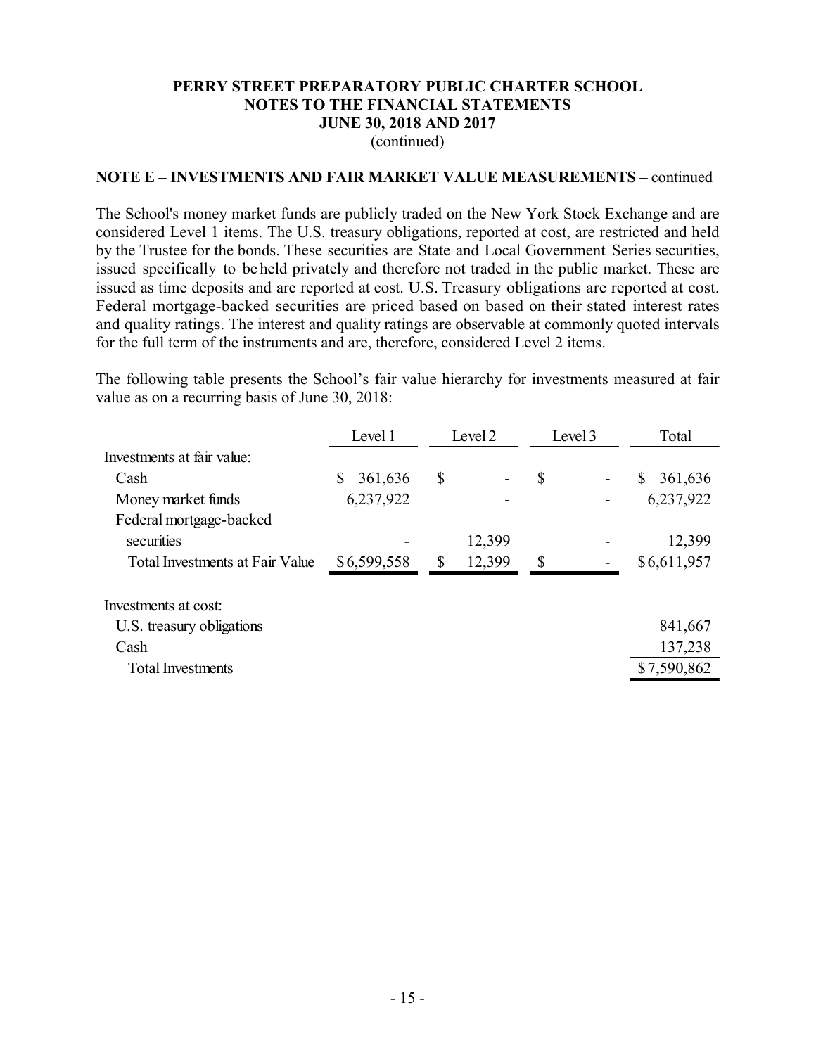**PERRY STREET PREPARATORY PUBLIC CHARTER SCHOOL**
**NOTES TO THE FINANCIAL STATEMENTS**
**JUNE 30, 2018 AND 2017**
(continued)

**NOTE E – INVESTMENTS AND FAIR MARKET VALUE MEASUREMENTS –** continued

The School's money market funds are publicly traded on the New York Stock Exchange and are considered Level 1 items. The U.S. treasury obligations, reported at cost, are restricted and held by the Trustee for the bonds. These securities are State and Local Government Series securities, issued specifically to be held privately and therefore not traded in the public market. These are issued as time deposits and are reported at cost. U.S. Treasury obligations are reported at cost. Federal mortgage-backed securities are priced based on based on their stated interest rates and quality ratings. The interest and quality ratings are observable at commonly quoted intervals for the full term of the instruments and are, therefore, considered Level 2 items.

The following table presents the School's fair value hierarchy for investments measured at fair value as on a recurring basis of June 30, 2018:

| | Level 1 | Level 2 | Level 3 | Total |
|---|---|---|---|---|
| Investments at fair value: | | | | |
| Cash | $ 361,636 | $ - | $ - | $ 361,636 |
| Money market funds | 6,237,922 | - | - | 6,237,922 |
| Federal mortgage-backed securities | - | 12,399 | - | 12,399 |
| Total Investments at Fair Value | $6,599,558 | $ 12,399 | $ - | $6,611,957 |
| | | | | |
| Investments at cost: | | | | |
| U.S. treasury obligations | | | | 841,667 |
| Cash | | | | 137,238 |
| Total Investments | | | | $7,590,862 |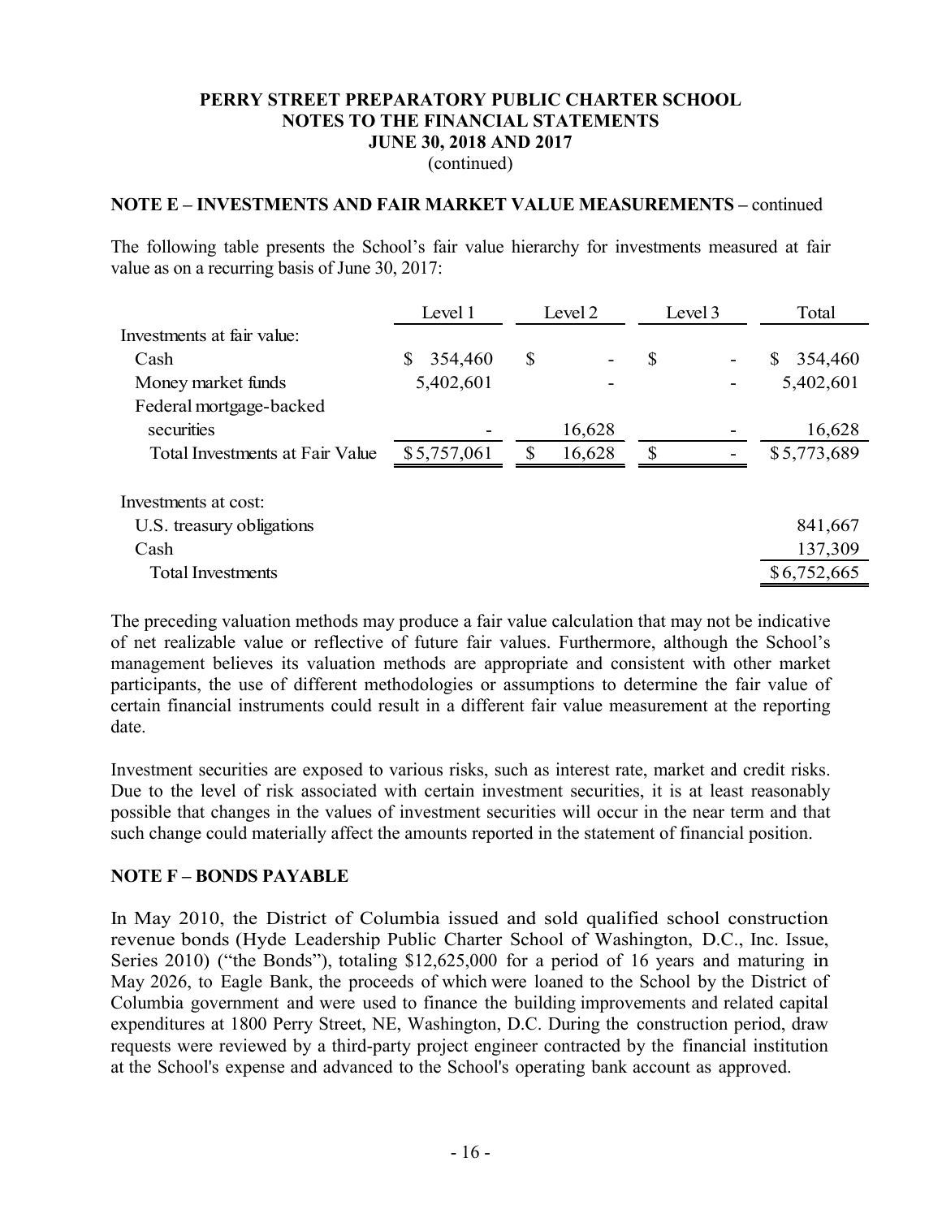**PERRY STREET PREPARATORY PUBLIC CHARTER SCHOOL**
**NOTES TO THE FINANCIAL STATEMENTS**
**JUNE 30, 2018 AND 2017**
(continued)

**NOTE E – INVESTMENTS AND FAIR MARKET VALUE MEASUREMENTS –** continued

The following table presents the School's fair value hierarchy for investments measured at fair value as on a recurring basis of June 30, 2017:

| | Level 1 | Level 2 | Level 3 | Total |
|---|---|---|---|---|
| Investments at fair value: | | | | |
| Cash | $ 354,460 | $ - | $ - | $ 354,460 |
| Money market funds | 5,402,601 | - | - | 5,402,601 |
| Federal mortgage-backed securities | - | 16,628 | - | 16,628 |
| Total Investments at Fair Value | $ 5,757,061 | $ 16,628 | $ - | $ 5,773,689 |
| | | | | |
| Investments at cost: | | | | |
| U.S. treasury obligations | | | | 841,667 |
| Cash | | | | 137,309 |
| Total Investments | | | | $ 6,752,665 |

The preceding valuation methods may produce a fair value calculation that may not be indicative of net realizable value or reflective of future fair values. Furthermore, although the School's management believes its valuation methods are appropriate and consistent with other market participants, the use of different methodologies or assumptions to determine the fair value of certain financial instruments could result in a different fair value measurement at the reporting date.

Investment securities are exposed to various risks, such as interest rate, market and credit risks. Due to the level of risk associated with certain investment securities, it is at least reasonably possible that changes in the values of investment securities will occur in the near term and that such change could materially affect the amounts reported in the statement of financial position.

**NOTE F – BONDS PAYABLE**

In May 2010, the District of Columbia issued and sold qualified school construction revenue bonds (Hyde Leadership Public Charter School of Washington, D.C., Inc. Issue, Series 2010) ("the Bonds"), totaling $12,625,000 for a period of 16 years and maturing in May 2026, to Eagle Bank, the proceeds of which were loaned to the School by the District of Columbia government and were used to finance the building improvements and related capital expenditures at 1800 Perry Street, NE, Washington, D.C. During the construction period, draw requests were reviewed by a third-party project engineer contracted by the financial institution at the School's expense and advanced to the School's operating bank account as approved.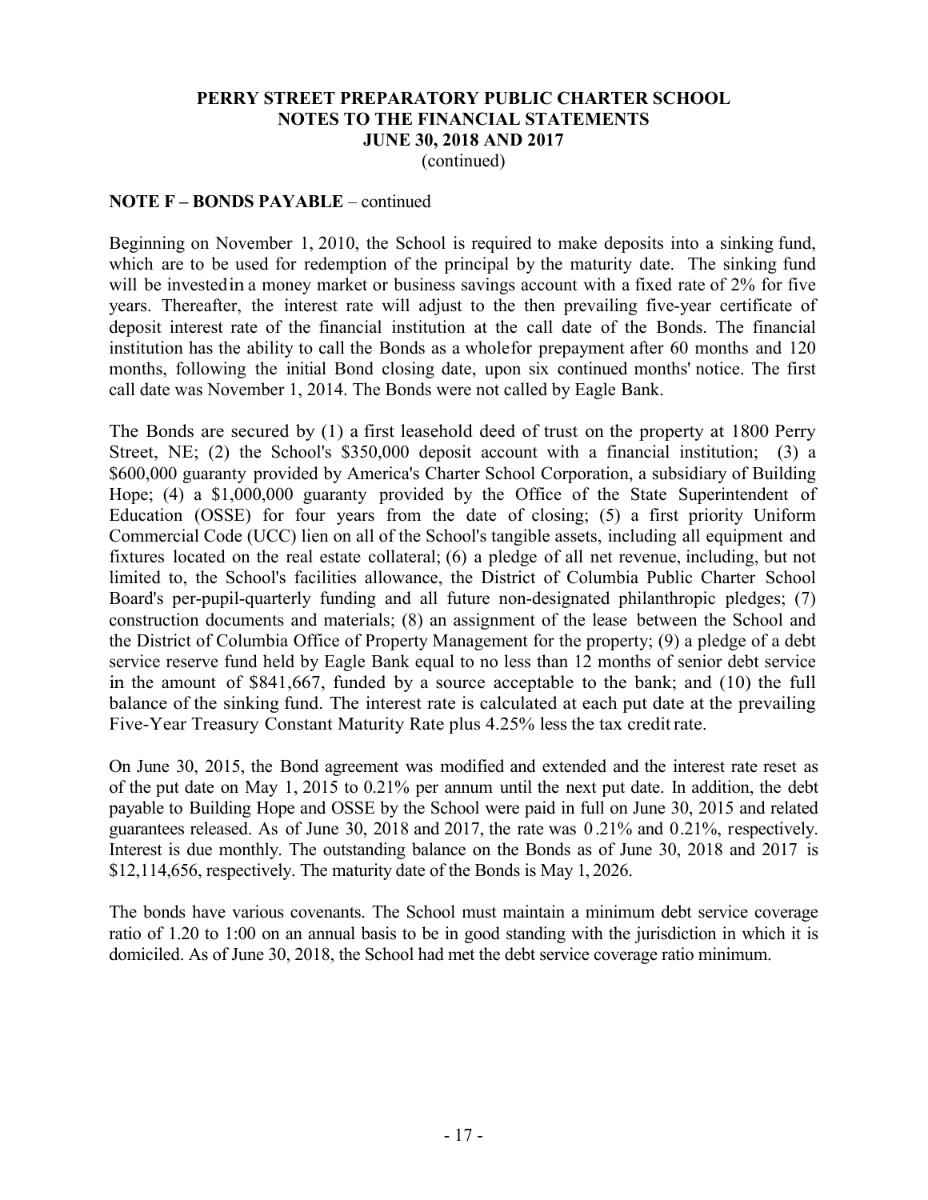# PERRY STREET PREPARATORY PUBLIC CHARTER SCHOOL
## NOTES TO THE FINANCIAL STATEMENTS
## JUNE 30, 2018 AND 2017
(continued)

**NOTE F – BONDS PAYABLE** – continued

Beginning on November 1, 2010, the School is required to make deposits into a sinking fund, which are to be used for redemption of the principal by the maturity date. The sinking fund will be invested in a money market or business savings account with a fixed rate of 2% for five years. Thereafter, the interest rate will adjust to the then prevailing five-year certificate of deposit interest rate of the financial institution at the call date of the Bonds. The financial institution has the ability to call the Bonds as a whole for prepayment after 60 months and 120 months, following the initial Bond closing date, upon six continued months' notice. The first call date was November 1, 2014. The Bonds were not called by Eagle Bank.

The Bonds are secured by (1) a first leasehold deed of trust on the property at 1800 Perry Street, NE; (2) the School's $350,000 deposit account with a financial institution; (3) a $600,000 guaranty provided by America's Charter School Corporation, a subsidiary of Building Hope; (4) a $1,000,000 guaranty provided by the Office of the State Superintendent of Education (OSSE) for four years from the date of closing; (5) a first priority Uniform Commercial Code (UCC) lien on all of the School's tangible assets, including all equipment and fixtures located on the real estate collateral; (6) a pledge of all net revenue, including, but not limited to, the School's facilities allowance, the District of Columbia Public Charter School Board's per-pupil-quarterly funding and all future non-designated philanthropic pledges; (7) construction documents and materials; (8) an assignment of the lease between the School and the District of Columbia Office of Property Management for the property; (9) a pledge of a debt service reserve fund held by Eagle Bank equal to no less than 12 months of senior debt service in the amount of $841,667, funded by a source acceptable to the bank; and (10) the full balance of the sinking fund. The interest rate is calculated at each put date at the prevailing Five-Year Treasury Constant Maturity Rate plus 4.25% less the tax credit rate.

On June 30, 2015, the Bond agreement was modified and extended and the interest rate reset as of the put date on May 1, 2015 to 0.21% per annum until the next put date. In addition, the debt payable to Building Hope and OSSE by the School were paid in full on June 30, 2015 and related guarantees released. As of June 30, 2018 and 2017, the rate was 0.21% and 0.21%, respectively. Interest is due monthly. The outstanding balance on the Bonds as of June 30, 2018 and 2017 is $12,114,656, respectively. The maturity date of the Bonds is May 1, 2026.

The bonds have various covenants. The School must maintain a minimum debt service coverage ratio of 1.20 to 1:00 on an annual basis to be in good standing with the jurisdiction in which it is domiciled. As of June 30, 2018, the School had met the debt service coverage ratio minimum.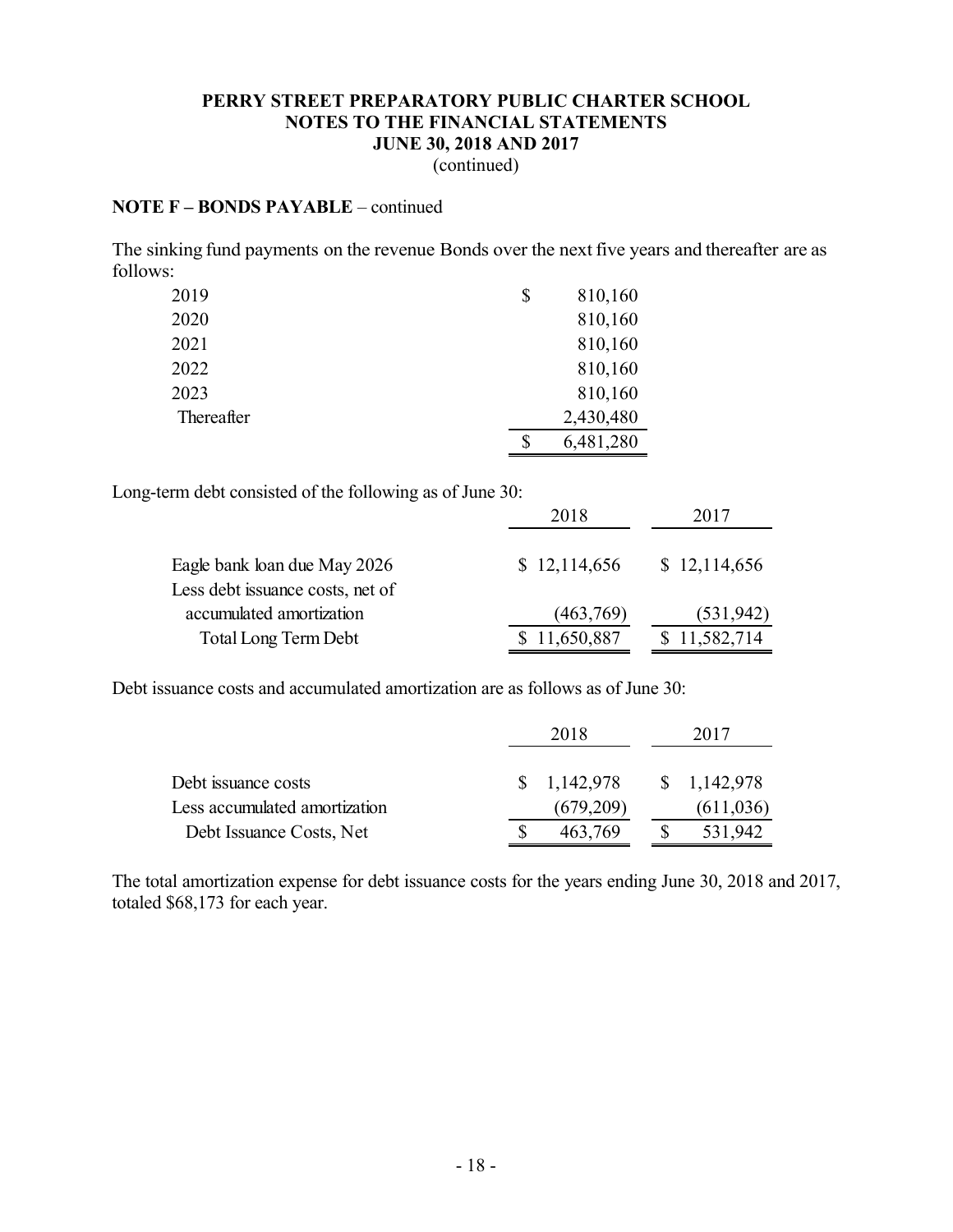**PERRY STREET PREPARATORY PUBLIC CHARTER SCHOOL**
**NOTES TO THE FINANCIAL STATEMENTS**
**JUNE 30, 2018 AND 2017**
(continued)

**NOTE F – BONDS PAYABLE** – continued

The sinking fund payments on the revenue Bonds over the next five years and thereafter are as follows:

| | |
|---|---|
| 2019 | $ 810,160 |
| 2020 | 810,160 |
| 2021 | 810,160 |
| 2022 | 810,160 |
| 2023 | 810,160 |
| Thereafter | 2,430,480 |
| | $ 6,481,280 |

Long-term debt consisted of the following as of June 30:

| | 2018 | 2017 |
|---|---|---|
| Eagle bank loan due May 2026 | $ 12,114,656 | $ 12,114,656 |
| Less debt issuance costs, net of accumulated amortization | (463,769) | (531,942) |
| Total Long Term Debt | $ 11,650,887 | $ 11,582,714 |

Debt issuance costs and accumulated amortization are as follows as of June 30:

| | 2018 | 2017 |
|---|---|---|
| Debt issuance costs | $ 1,142,978 | $ 1,142,978 |
| Less accumulated amortization | (679,209) | (611,036) |
| Debt Issuance Costs, Net | $ 463,769 | $ 531,942 |

The total amortization expense for debt issuance costs for the years ending June 30, 2018 and 2017, totaled $68,173 for each year.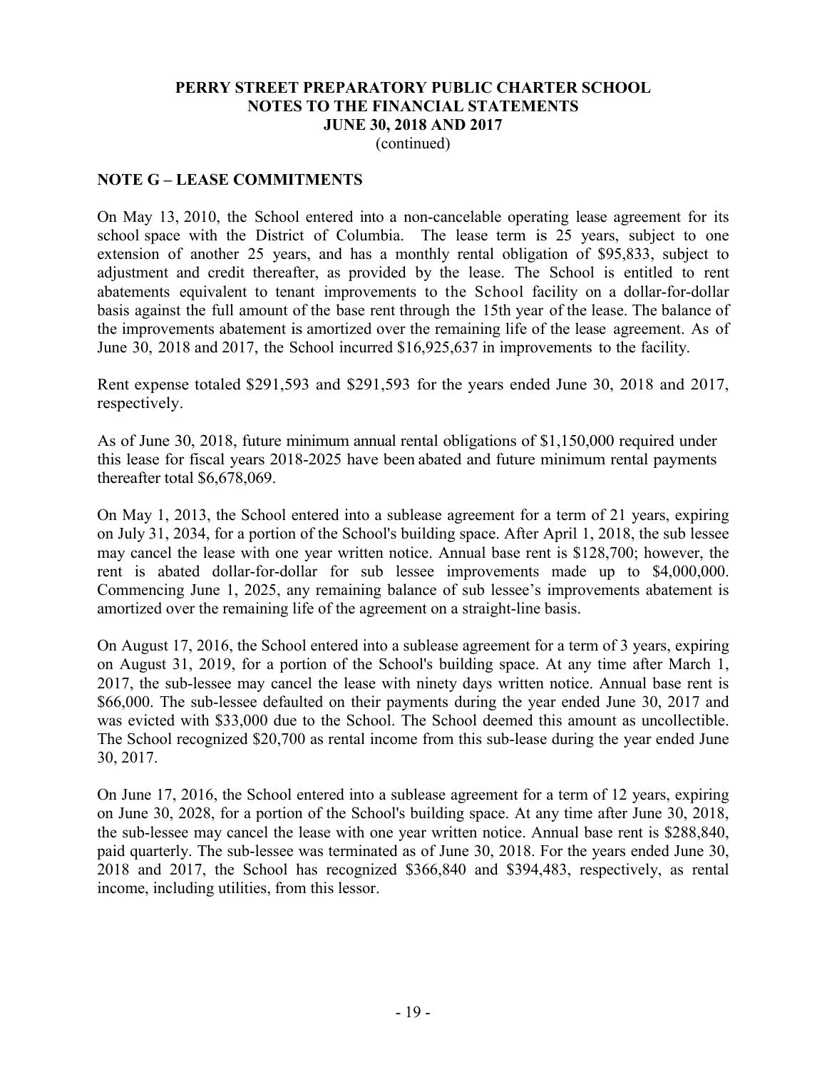**PERRY STREET PREPARATORY PUBLIC CHARTER SCHOOL**
**NOTES TO THE FINANCIAL STATEMENTS**
**JUNE 30, 2018 AND 2017**
(continued)

## NOTE G – LEASE COMMITMENTS

On May 13, 2010, the School entered into a non-cancelable operating lease agreement for its school space with the District of Columbia. The lease term is 25 years, subject to one extension of another 25 years, and has a monthly rental obligation of $95,833, subject to adjustment and credit thereafter, as provided by the lease. The School is entitled to rent abatements equivalent to tenant improvements to the School facility on a dollar-for-dollar basis against the full amount of the base rent through the 15th year of the lease. The balance of the improvements abatement is amortized over the remaining life of the lease agreement. As of June 30, 2018 and 2017, the School incurred $16,925,637 in improvements to the facility.

Rent expense totaled $291,593 and $291,593 for the years ended June 30, 2018 and 2017, respectively.

As of June 30, 2018, future minimum annual rental obligations of $1,150,000 required under this lease for fiscal years 2018-2025 have been abated and future minimum rental payments thereafter total $6,678,069.

On May 1, 2013, the School entered into a sublease agreement for a term of 21 years, expiring on July 31, 2034, for a portion of the School's building space. After April 1, 2018, the sub lessee may cancel the lease with one year written notice. Annual base rent is $128,700; however, the rent is abated dollar-for-dollar for sub lessee improvements made up to $4,000,000. Commencing June 1, 2025, any remaining balance of sub lessee's improvements abatement is amortized over the remaining life of the agreement on a straight-line basis.

On August 17, 2016, the School entered into a sublease agreement for a term of 3 years, expiring on August 31, 2019, for a portion of the School's building space. At any time after March 1, 2017, the sub-lessee may cancel the lease with ninety days written notice. Annual base rent is $66,000. The sub-lessee defaulted on their payments during the year ended June 30, 2017 and was evicted with $33,000 due to the School. The School deemed this amount as uncollectible. The School recognized $20,700 as rental income from this sub-lease during the year ended June 30, 2017.

On June 17, 2016, the School entered into a sublease agreement for a term of 12 years, expiring on June 30, 2028, for a portion of the School's building space. At any time after June 30, 2018, the sub-lessee may cancel the lease with one year written notice. Annual base rent is $288,840, paid quarterly. The sub-lessee was terminated as of June 30, 2018. For the years ended June 30, 2018 and 2017, the School has recognized $366,840 and $394,483, respectively, as rental income, including utilities, from this lessor.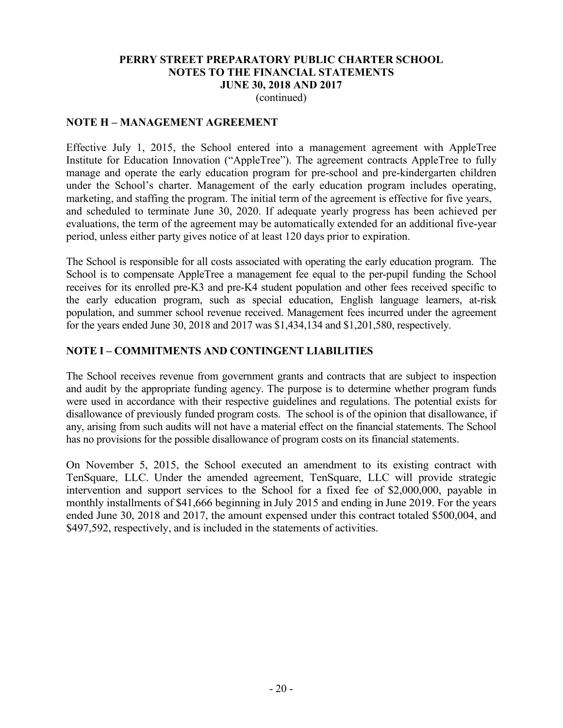**PERRY STREET PREPARATORY PUBLIC CHARTER SCHOOL**
**NOTES TO THE FINANCIAL STATEMENTS**
**JUNE 30, 2018 AND 2017**
(continued)

## NOTE H – MANAGEMENT AGREEMENT

Effective July 1, 2015, the School entered into a management agreement with AppleTree Institute for Education Innovation ("AppleTree"). The agreement contracts AppleTree to fully manage and operate the early education program for pre-school and pre-kindergarten children under the School's charter. Management of the early education program includes operating, marketing, and staffing the program. The initial term of the agreement is effective for five years, and scheduled to terminate June 30, 2020. If adequate yearly progress has been achieved per evaluations, the term of the agreement may be automatically extended for an additional five-year period, unless either party gives notice of at least 120 days prior to expiration.

The School is responsible for all costs associated with operating the early education program. The School is to compensate AppleTree a management fee equal to the per-pupil funding the School receives for its enrolled pre-K3 and pre-K4 student population and other fees received specific to the early education program, such as special education, English language learners, at-risk population, and summer school revenue received. Management fees incurred under the agreement for the years ended June 30, 2018 and 2017 was $1,434,134 and $1,201,580, respectively.

## NOTE I – COMMITMENTS AND CONTINGENT LIABILITIES

The School receives revenue from government grants and contracts that are subject to inspection and audit by the appropriate funding agency. The purpose is to determine whether program funds were used in accordance with their respective guidelines and regulations. The potential exists for disallowance of previously funded program costs. The school is of the opinion that disallowance, if any, arising from such audits will not have a material effect on the financial statements. The School has no provisions for the possible disallowance of program costs on its financial statements.

On November 5, 2015, the School executed an amendment to its existing contract with TenSquare, LLC. Under the amended agreement, TenSquare, LLC will provide strategic intervention and support services to the School for a fixed fee of $2,000,000, payable in monthly installments of $41,666 beginning in July 2015 and ending in June 2019. For the years ended June 30, 2018 and 2017, the amount expensed under this contract totaled $500,004, and $497,592, respectively, and is included in the statements of activities.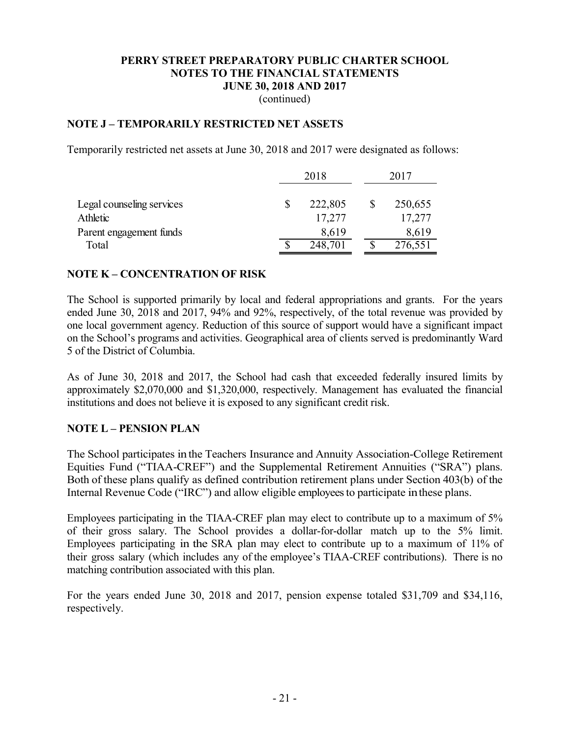**PERRY STREET PREPARATORY PUBLIC CHARTER SCHOOL**
**NOTES TO THE FINANCIAL STATEMENTS**
**JUNE 30, 2018 AND 2017**
(continued)

## NOTE J – TEMPORARILY RESTRICTED NET ASSETS

Temporarily restricted net assets at June 30, 2018 and 2017 were designated as follows:

| | 2018 | 2017 |
|---|---|---|
| Legal counseling services | $ 222,805 | $ 250,655 |
| Athletic | 17,277 | 17,277 |
| Parent engagement funds | 8,619 | 8,619 |
| Total | $ 248,701 | $ 276,551 |

## NOTE K – CONCENTRATION OF RISK

The School is supported primarily by local and federal appropriations and grants. For the years ended June 30, 2018 and 2017, 94% and 92%, respectively, of the total revenue was provided by one local government agency. Reduction of this source of support would have a significant impact on the School's programs and activities. Geographical area of clients served is predominantly Ward 5 of the District of Columbia.

As of June 30, 2018 and 2017, the School had cash that exceeded federally insured limits by approximately $2,070,000 and $1,320,000, respectively. Management has evaluated the financial institutions and does not believe it is exposed to any significant credit risk.

## NOTE L – PENSION PLAN

The School participates in the Teachers Insurance and Annuity Association-College Retirement Equities Fund ("TIAA-CREF") and the Supplemental Retirement Annuities ("SRA") plans. Both of these plans qualify as defined contribution retirement plans under Section 403(b) of the Internal Revenue Code ("IRC") and allow eligible employees to participate in these plans.

Employees participating in the TIAA-CREF plan may elect to contribute up to a maximum of 5% of their gross salary. The School provides a dollar-for-dollar match up to the 5% limit. Employees participating in the SRA plan may elect to contribute up to a maximum of 11% of their gross salary (which includes any of the employee's TIAA-CREF contributions). There is no matching contribution associated with this plan.

For the years ended June 30, 2018 and 2017, pension expense totaled $31,709 and $34,116, respectively.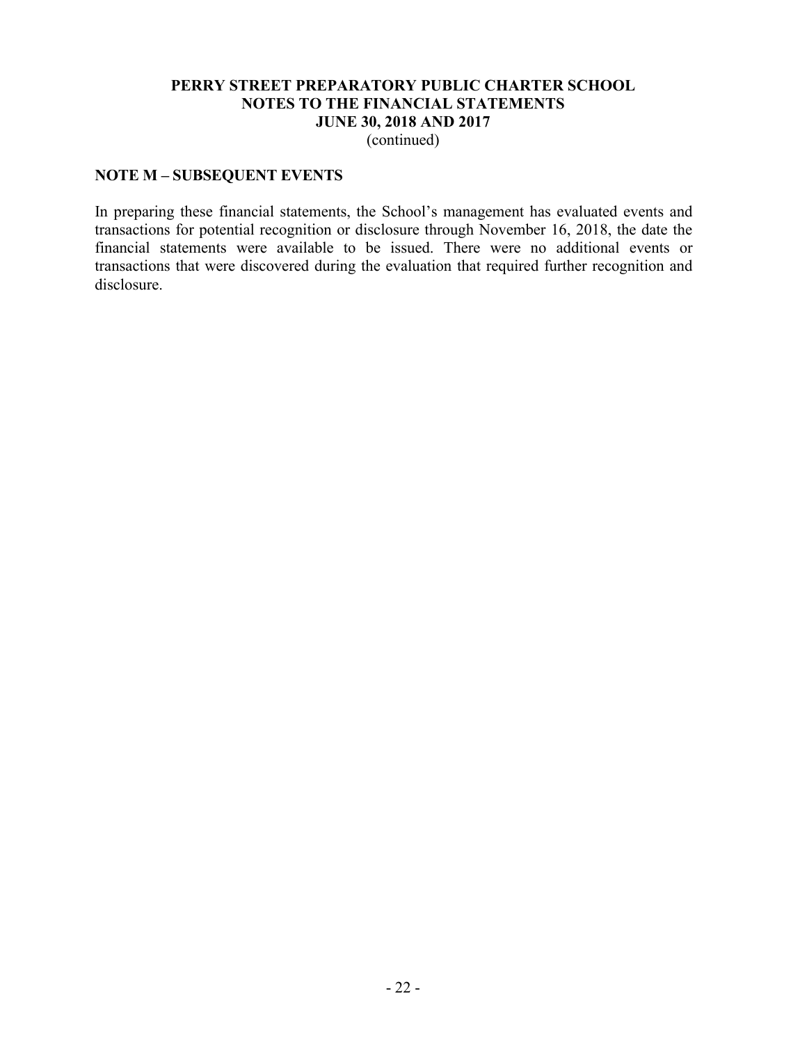## NOTE M – SUBSEQUENT EVENTS

In preparing these financial statements, the School's management has evaluated events and transactions for potential recognition or disclosure through November 16, 2018, the date the financial statements were available to be issued. There were no additional events or transactions that were discovered during the evaluation that required further recognition and disclosure.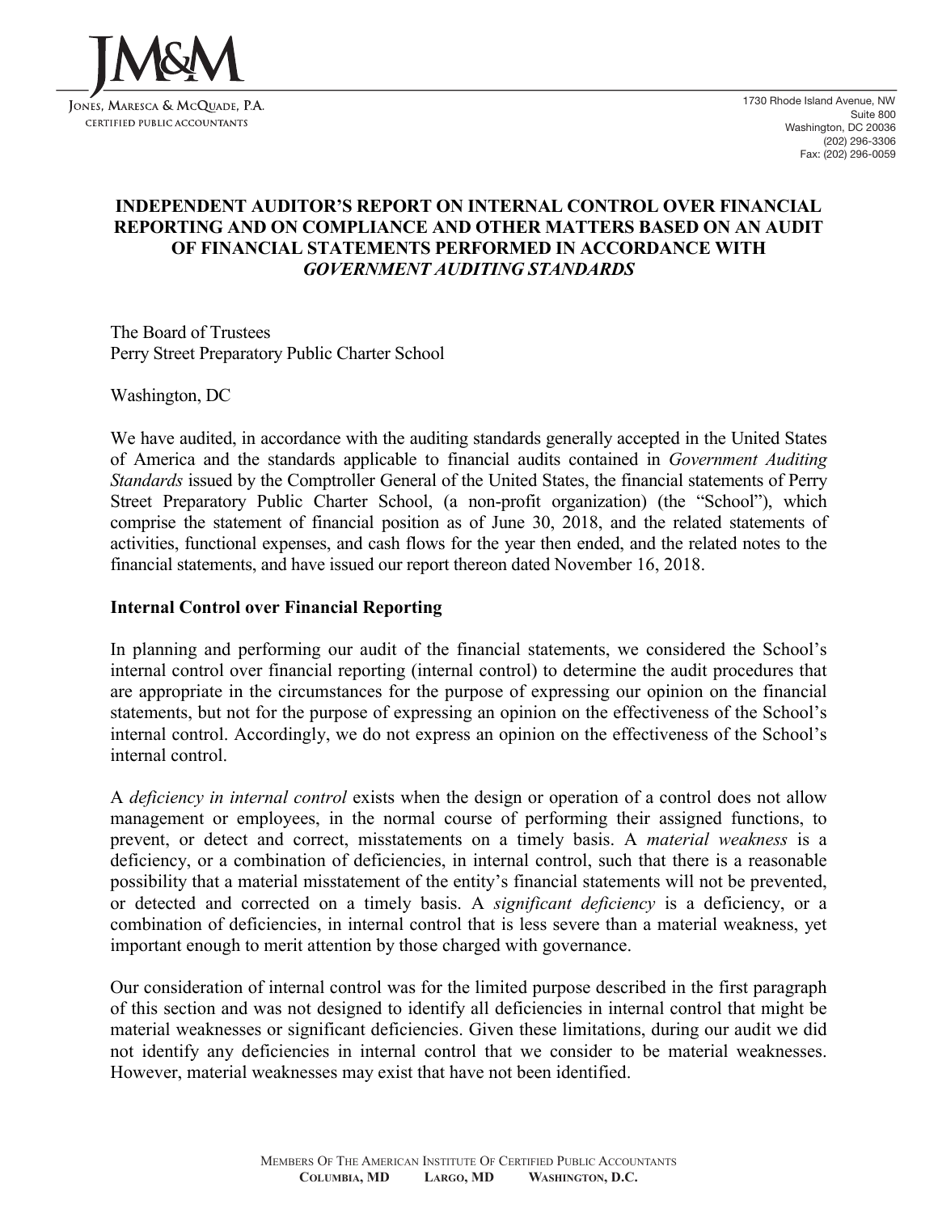JM&M

JONES, MARESCA & MCQUADE, P.A.
CERTIFIED PUBLIC ACCOUNTANTS

1730 Rhode Island Avenue, NW
Suite 800
Washington, DC 20036
(202) 296-3306
Fax: (202) 296-0059

# INDEPENDENT AUDITOR'S REPORT ON INTERNAL CONTROL OVER FINANCIAL REPORTING AND ON COMPLIANCE AND OTHER MATTERS BASED ON AN AUDIT OF FINANCIAL STATEMENTS PERFORMED IN ACCORDANCE WITH *GOVERNMENT AUDITING STANDARDS*

The Board of Trustees
Perry Street Preparatory Public Charter School

Washington, DC

We have audited, in accordance with the auditing standards generally accepted in the United States of America and the standards applicable to financial audits contained in *Government Auditing Standards* issued by the Comptroller General of the United States, the financial statements of Perry Street Preparatory Public Charter School, (a non-profit organization) (the "School"), which comprise the statement of financial position as of June 30, 2018, and the related statements of activities, functional expenses, and cash flows for the year then ended, and the related notes to the financial statements, and have issued our report thereon dated November 16, 2018.

## Internal Control over Financial Reporting

In planning and performing our audit of the financial statements, we considered the School's internal control over financial reporting (internal control) to determine the audit procedures that are appropriate in the circumstances for the purpose of expressing our opinion on the financial statements, but not for the purpose of expressing an opinion on the effectiveness of the School's internal control. Accordingly, we do not express an opinion on the effectiveness of the School's internal control.

A *deficiency in internal control* exists when the design or operation of a control does not allow management or employees, in the normal course of performing their assigned functions, to prevent, or detect and correct, misstatements on a timely basis. A *material weakness* is a deficiency, or a combination of deficiencies, in internal control, such that there is a reasonable possibility that a material misstatement of the entity's financial statements will not be prevented, or detected and corrected on a timely basis. A *significant deficiency* is a deficiency, or a combination of deficiencies, in internal control that is less severe than a material weakness, yet important enough to merit attention by those charged with governance.

Our consideration of internal control was for the limited purpose described in the first paragraph of this section and was not designed to identify all deficiencies in internal control that might be material weaknesses or significant deficiencies. Given these limitations, during our audit we did not identify any deficiencies in internal control that we consider to be material weaknesses. However, material weaknesses may exist that have not been identified.

MEMBERS OF THE AMERICAN INSTITUTE OF CERTIFIED PUBLIC ACCOUNTANTS
COLUMBIA, MD LARGO, MD WASHINGTON, D.C.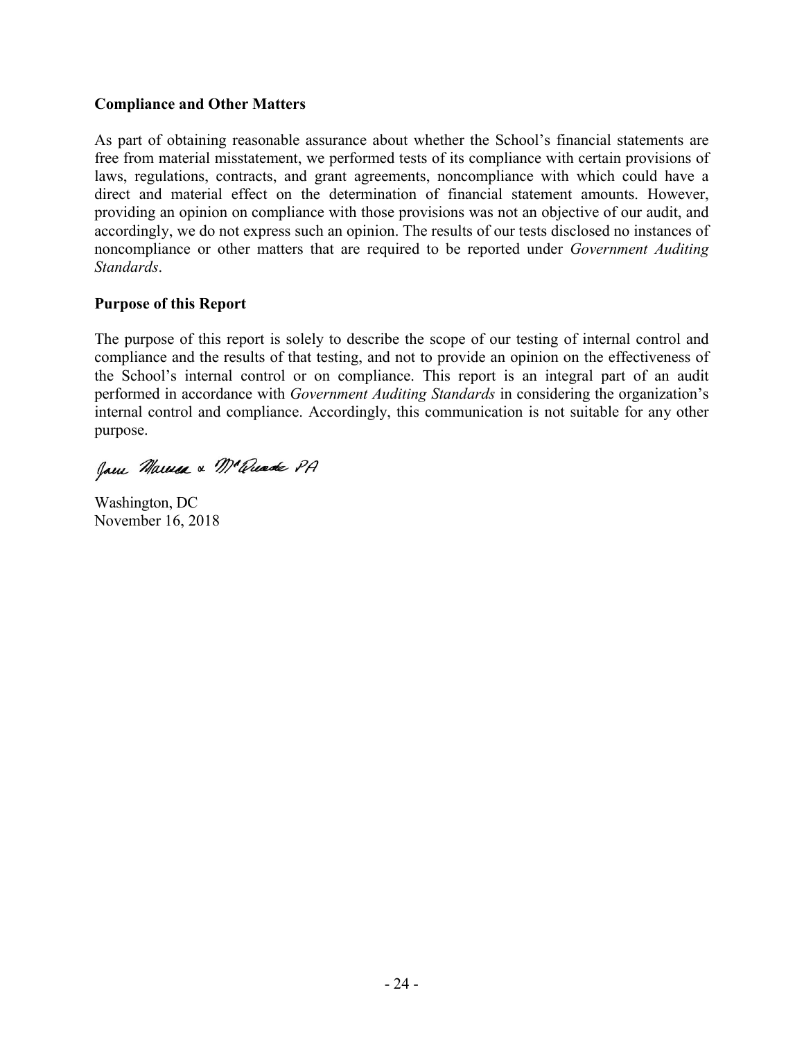**Compliance and Other Matters**

As part of obtaining reasonable assurance about whether the School's financial statements are free from material misstatement, we performed tests of its compliance with certain provisions of laws, regulations, contracts, and grant agreements, noncompliance with which could have a direct and material effect on the determination of financial statement amounts. However, providing an opinion on compliance with those provisions was not an objective of our audit, and accordingly, we do not express such an opinion. The results of our tests disclosed no instances of noncompliance or other matters that are required to be reported under *Government Auditing Standards*.

**Purpose of this Report**

The purpose of this report is solely to describe the scope of our testing of internal control and compliance and the results of that testing, and not to provide an opinion on the effectiveness of the School's internal control or on compliance. This report is an integral part of an audit performed in accordance with *Government Auditing Standards* in considering the organization's internal control and compliance. Accordingly, this communication is not suitable for any other purpose.

Jan Marman & McQuade PA

Washington, DC
November 16, 2018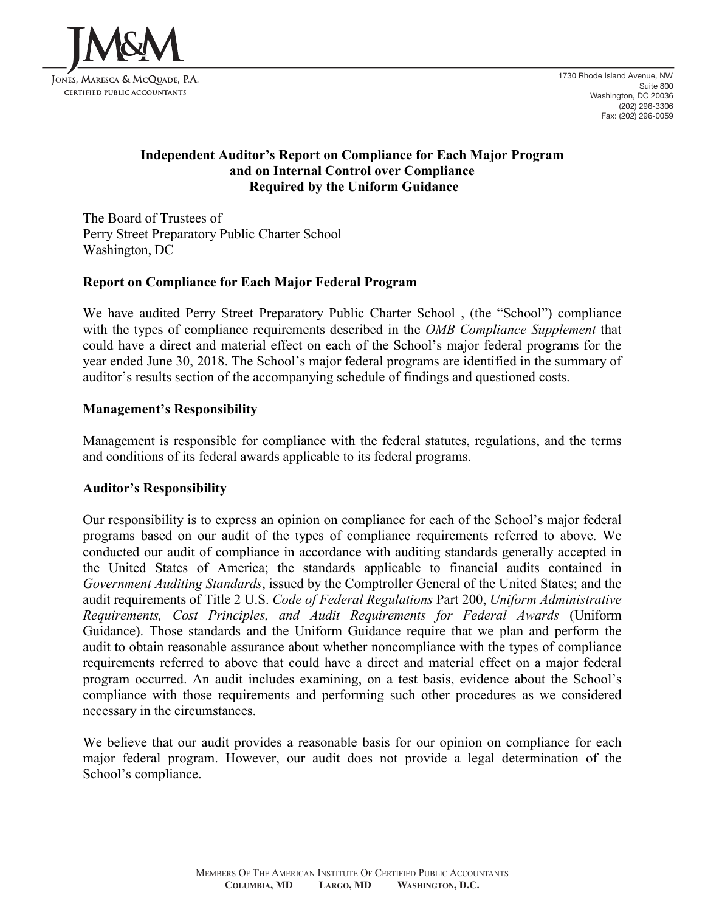JM&M

Jones, Maresca & McQuade, P.A.
CERTIFIED PUBLIC ACCOUNTANTS

1730 Rhode Island Avenue, NW
Suite 800
Washington, DC 20036
(202) 296-3306
Fax: (202) 296-0059

**Independent Auditor's Report on Compliance for Each Major Program and on Internal Control over Compliance Required by the Uniform Guidance**

The Board of Trustees of
Perry Street Preparatory Public Charter School
Washington, DC

## Report on Compliance for Each Major Federal Program

We have audited Perry Street Preparatory Public Charter School , (the "School") compliance with the types of compliance requirements described in the *OMB Compliance Supplement* that could have a direct and material effect on each of the School's major federal programs for the year ended June 30, 2018. The School's major federal programs are identified in the summary of auditor's results section of the accompanying schedule of findings and questioned costs.

## Management's Responsibility

Management is responsible for compliance with the federal statutes, regulations, and the terms and conditions of its federal awards applicable to its federal programs.

## Auditor's Responsibility

Our responsibility is to express an opinion on compliance for each of the School's major federal programs based on our audit of the types of compliance requirements referred to above. We conducted our audit of compliance in accordance with auditing standards generally accepted in the United States of America; the standards applicable to financial audits contained in *Government Auditing Standards*, issued by the Comptroller General of the United States; and the audit requirements of Title 2 U.S. *Code of Federal Regulations* Part 200, *Uniform Administrative Requirements, Cost Principles, and Audit Requirements for Federal Awards* (Uniform Guidance). Those standards and the Uniform Guidance require that we plan and perform the audit to obtain reasonable assurance about whether noncompliance with the types of compliance requirements referred to above that could have a direct and material effect on a major federal program occurred. An audit includes examining, on a test basis, evidence about the School's compliance with those requirements and performing such other procedures as we considered necessary in the circumstances.

We believe that our audit provides a reasonable basis for our opinion on compliance for each major federal program. However, our audit does not provide a legal determination of the School's compliance.

Members Of The American Institute Of Certified Public Accountants
**Columbia, MD Largo, MD Washington, D.C.**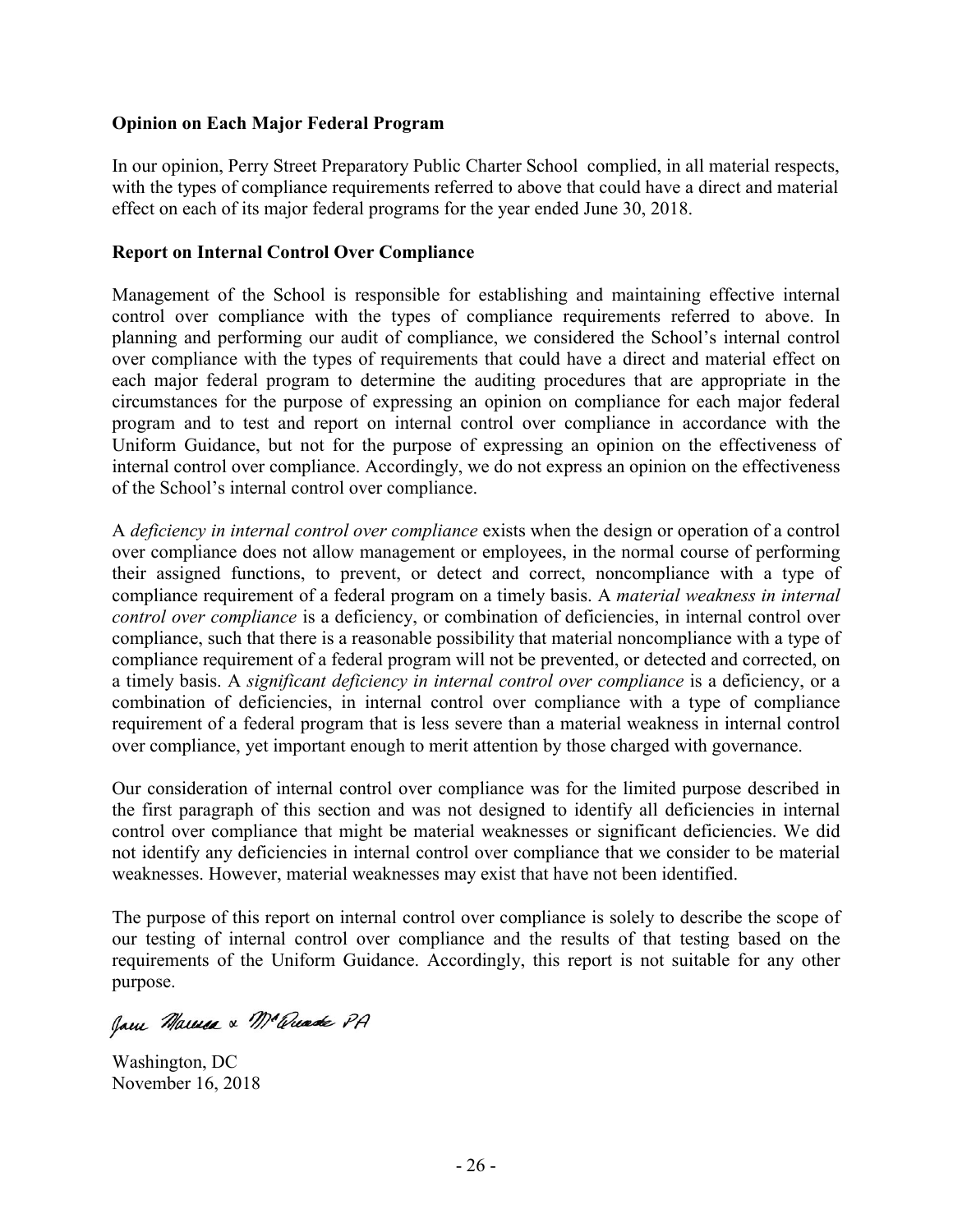**Opinion on Each Major Federal Program**

In our opinion, Perry Street Preparatory Public Charter School complied, in all material respects, with the types of compliance requirements referred to above that could have a direct and material effect on each of its major federal programs for the year ended June 30, 2018.

**Report on Internal Control Over Compliance**

Management of the School is responsible for establishing and maintaining effective internal control over compliance with the types of compliance requirements referred to above. In planning and performing our audit of compliance, we considered the School's internal control over compliance with the types of requirements that could have a direct and material effect on each major federal program to determine the auditing procedures that are appropriate in the circumstances for the purpose of expressing an opinion on compliance for each major federal program and to test and report on internal control over compliance in accordance with the Uniform Guidance, but not for the purpose of expressing an opinion on the effectiveness of internal control over compliance. Accordingly, we do not express an opinion on the effectiveness of the School's internal control over compliance.

A *deficiency in internal control over compliance* exists when the design or operation of a control over compliance does not allow management or employees, in the normal course of performing their assigned functions, to prevent, or detect and correct, noncompliance with a type of compliance requirement of a federal program on a timely basis. A *material weakness in internal control over compliance* is a deficiency, or combination of deficiencies, in internal control over compliance, such that there is a reasonable possibility that material noncompliance with a type of compliance requirement of a federal program will not be prevented, or detected and corrected, on a timely basis. A *significant deficiency in internal control over compliance* is a deficiency, or a combination of deficiencies, in internal control over compliance with a type of compliance requirement of a federal program that is less severe than a material weakness in internal control over compliance, yet important enough to merit attention by those charged with governance.

Our consideration of internal control over compliance was for the limited purpose described in the first paragraph of this section and was not designed to identify all deficiencies in internal control over compliance that might be material weaknesses or significant deficiencies. We did not identify any deficiencies in internal control over compliance that we consider to be material weaknesses. However, material weaknesses may exist that have not been identified.

The purpose of this report on internal control over compliance is solely to describe the scope of our testing of internal control over compliance and the results of that testing based on the requirements of the Uniform Guidance. Accordingly, this report is not suitable for any other purpose.

Jones Marcusa & McQuade PA

Washington, DC
November 16, 2018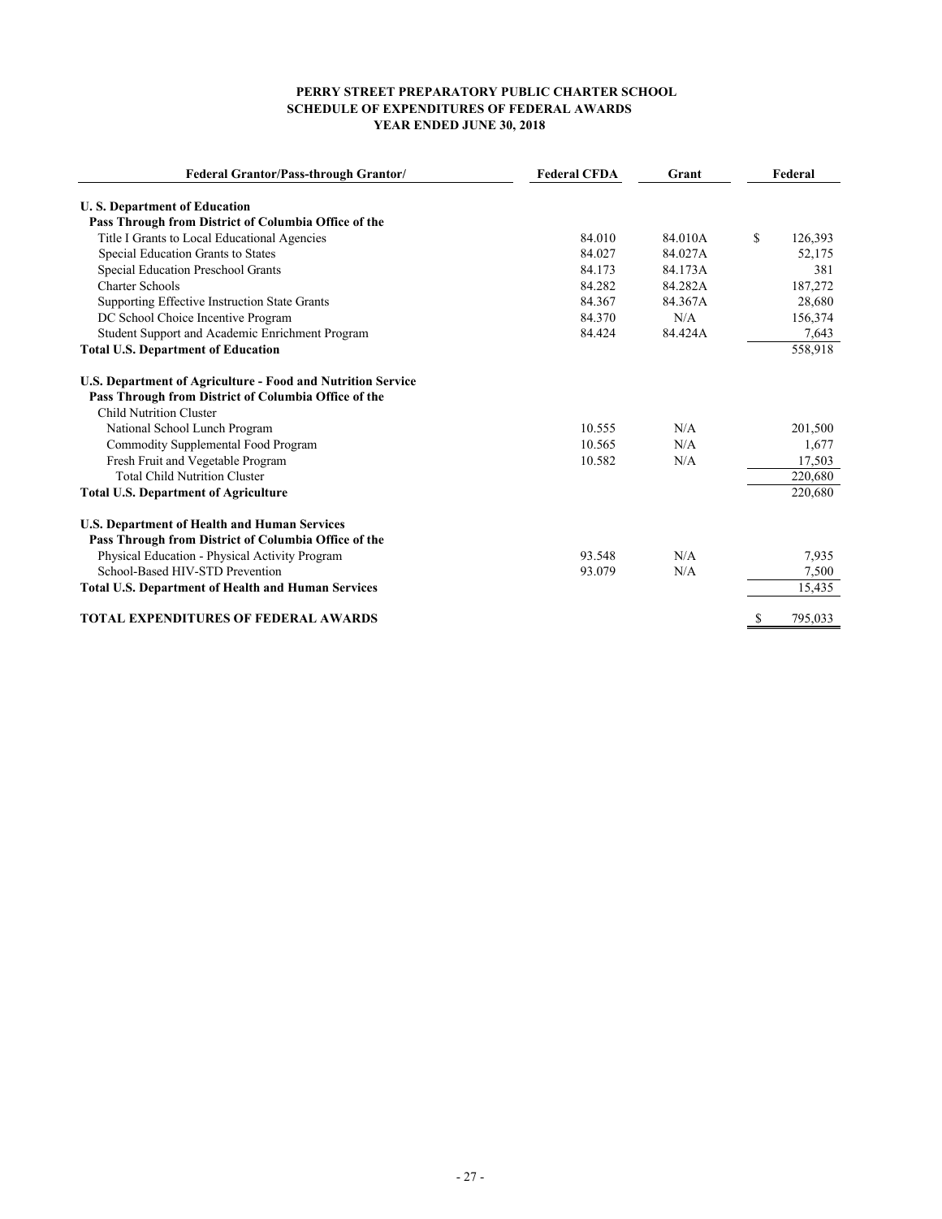**PERRY STREET PREPARATORY PUBLIC CHARTER SCHOOL**
**SCHEDULE OF EXPENDITURES OF FEDERAL AWARDS**
**YEAR ENDED JUNE 30, 2018**

| Federal Grantor/Pass-through Grantor/ | Federal CFDA | Grant | Federal |
|---|---|---|---|
| **U. S. Department of Education** | | | |
| **Pass Through from District of Columbia Office of the** | | | |
| Title I Grants to Local Educational Agencies | 84.010 | 84.010A | $ 126,393 |
| Special Education Grants to States | 84.027 | 84.027A | 52,175 |
| Special Education Preschool Grants | 84.173 | 84.173A | 381 |
| Charter Schools | 84.282 | 84.282A | 187,272 |
| Supporting Effective Instruction State Grants | 84.367 | 84.367A | 28,680 |
| DC School Choice Incentive Program | 84.370 | N/A | 156,374 |
| Student Support and Academic Enrichment Program | 84.424 | 84.424A | 7,643 |
| **Total U.S. Department of Education** | | | 558,918 |
| **U.S. Department of Agriculture - Food and Nutrition Service** | | | |
| **Pass Through from District of Columbia Office of the** | | | |
| Child Nutrition Cluster | | | |
| National School Lunch Program | 10.555 | N/A | 201,500 |
| Commodity Supplemental Food Program | 10.565 | N/A | 1,677 |
| Fresh Fruit and Vegetable Program | 10.582 | N/A | 17,503 |
| Total Child Nutrition Cluster | | | 220,680 |
| **Total U.S. Department of Agriculture** | | | 220,680 |
| **U.S. Department of Health and Human Services** | | | |
| **Pass Through from District of Columbia Office of the** | | | |
| Physical Education - Physical Activity Program | 93.548 | N/A | 7,935 |
| School-Based HIV-STD Prevention | 93.079 | N/A | 7,500 |
| **Total U.S. Department of Health and Human Services** | | | 15,435 |
| **TOTAL EXPENDITURES OF FEDERAL AWARDS** | | | $ 795,033 |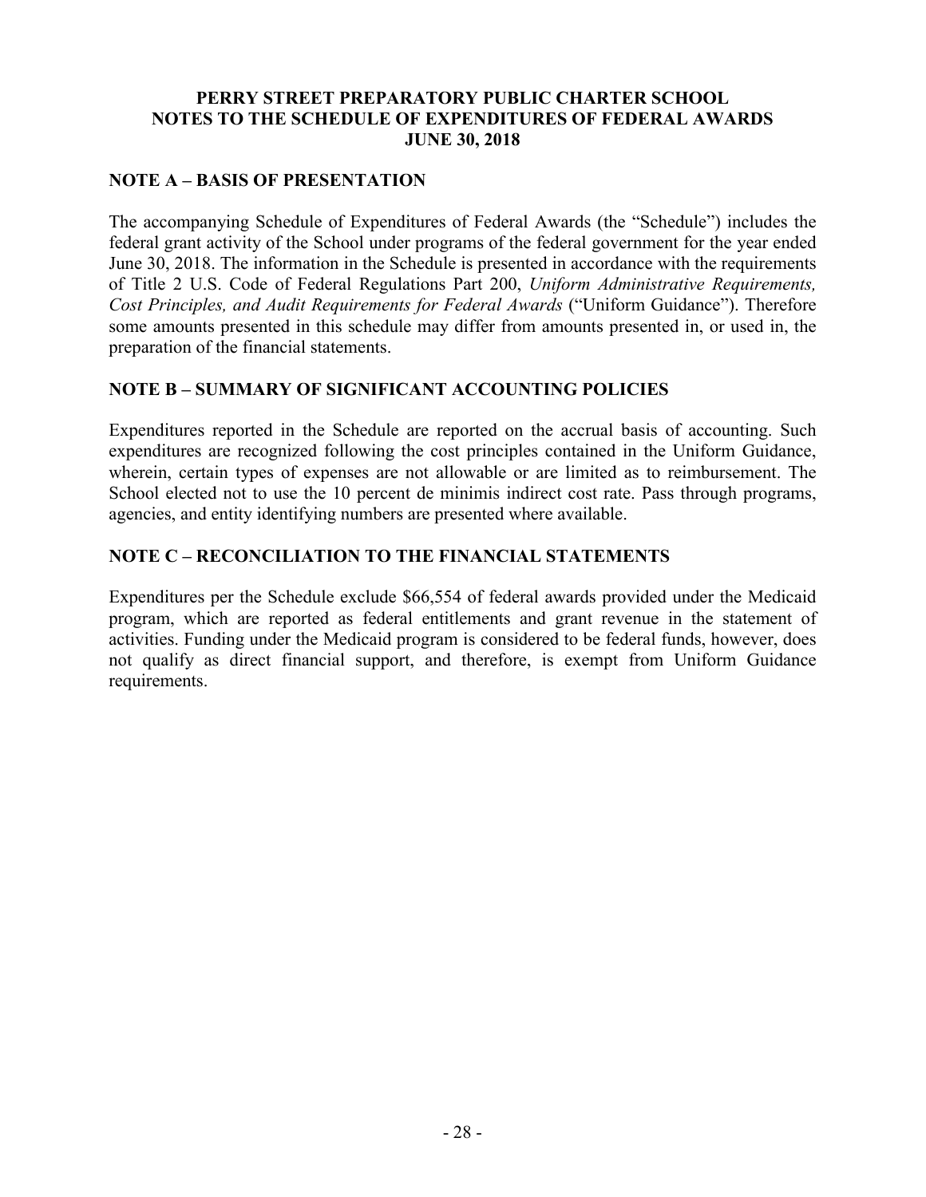# PERRY STREET PREPARATORY PUBLIC CHARTER SCHOOL
# NOTES TO THE SCHEDULE OF EXPENDITURES OF FEDERAL AWARDS
# JUNE 30, 2018

## NOTE A – BASIS OF PRESENTATION

The accompanying Schedule of Expenditures of Federal Awards (the "Schedule") includes the federal grant activity of the School under programs of the federal government for the year ended June 30, 2018. The information in the Schedule is presented in accordance with the requirements of Title 2 U.S. Code of Federal Regulations Part 200, *Uniform Administrative Requirements, Cost Principles, and Audit Requirements for Federal Awards* ("Uniform Guidance"). Therefore some amounts presented in this schedule may differ from amounts presented in, or used in, the preparation of the financial statements.

## NOTE B – SUMMARY OF SIGNIFICANT ACCOUNTING POLICIES

Expenditures reported in the Schedule are reported on the accrual basis of accounting. Such expenditures are recognized following the cost principles contained in the Uniform Guidance, wherein, certain types of expenses are not allowable or are limited as to reimbursement. The School elected not to use the 10 percent de minimis indirect cost rate. Pass through programs, agencies, and entity identifying numbers are presented where available.

## NOTE C – RECONCILIATION TO THE FINANCIAL STATEMENTS

Expenditures per the Schedule exclude $66,554 of federal awards provided under the Medicaid program, which are reported as federal entitlements and grant revenue in the statement of activities. Funding under the Medicaid program is considered to be federal funds, however, does not qualify as direct financial support, and therefore, is exempt from Uniform Guidance requirements.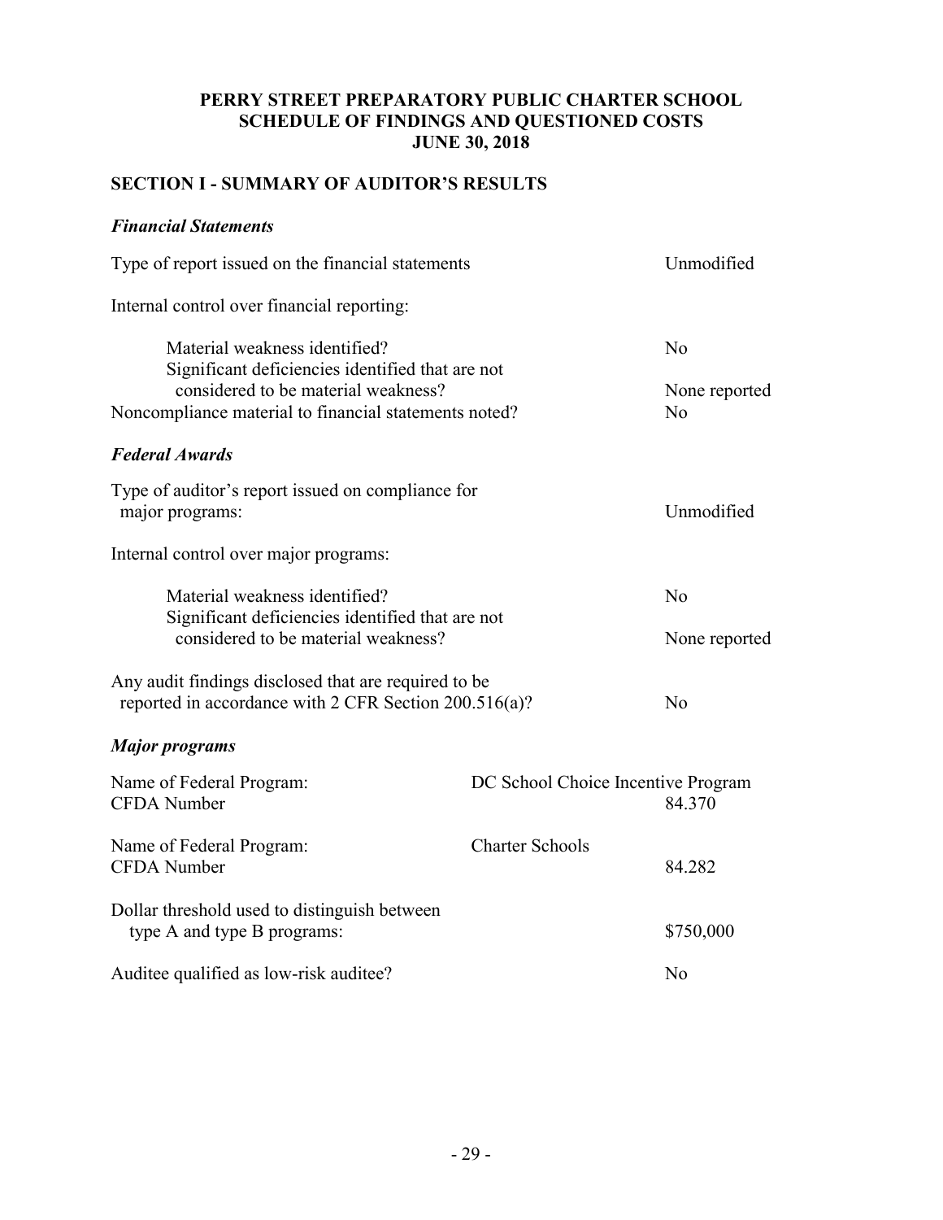# PERRY STREET PREPARATORY PUBLIC CHARTER SCHOOL
# SCHEDULE OF FINDINGS AND QUESTIONED COSTS
# JUNE 30, 2018

## SECTION I - SUMMARY OF AUDITOR'S RESULTS

### *Financial Statements*

| | |
|---|---|
| Type of report issued on the financial statements | Unmodified |
| Internal control over financial reporting: | |
| Material weakness identified? | No |
| Significant deficiencies identified that are not considered to be material weakness? | None reported |
| Noncompliance material to financial statements noted? | No |

### *Federal Awards*

| | |
|---|---|
| Type of auditor's report issued on compliance for major programs: | Unmodified |
| Internal control over major programs: | |
| Material weakness identified? | No |
| Significant deficiencies identified that are not considered to be material weakness? | None reported |
| Any audit findings disclosed that are required to be reported in accordance with 2 CFR Section 200.516(a)? | No |

### *Major programs*

| | | |
|---|---|---|
| Name of Federal Program: | DC School Choice Incentive Program | |
| CFDA Number | | 84.370 |
| Name of Federal Program: | Charter Schools | |
| CFDA Number | | 84.282 |
| Dollar threshold used to distinguish between type A and type B programs: | | \$750,000 |
| Auditee qualified as low-risk auditee? | | No |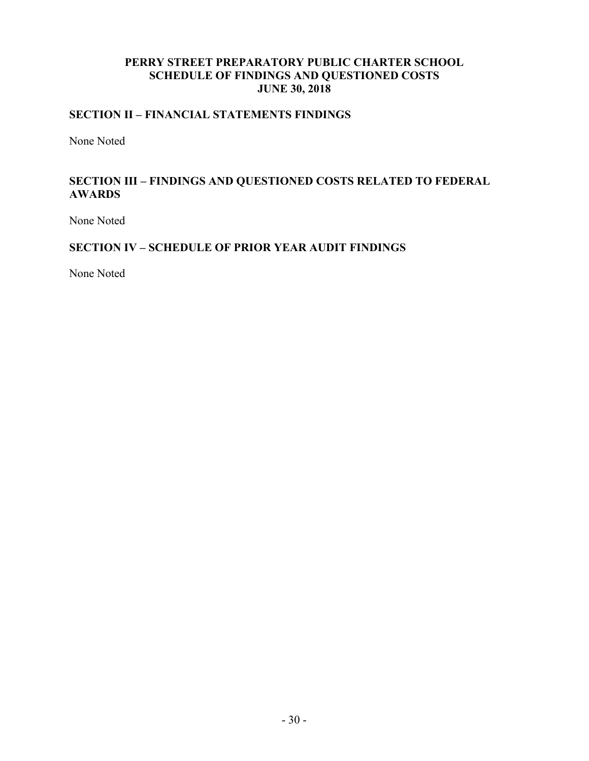# PERRY STREET PREPARATORY PUBLIC CHARTER SCHOOL
## SCHEDULE OF FINDINGS AND QUESTIONED COSTS
## JUNE 30, 2018

### SECTION II – FINANCIAL STATEMENTS FINDINGS

None Noted

### SECTION III – FINDINGS AND QUESTIONED COSTS RELATED TO FEDERAL AWARDS

None Noted

### SECTION IV – SCHEDULE OF PRIOR YEAR AUDIT FINDINGS

None Noted